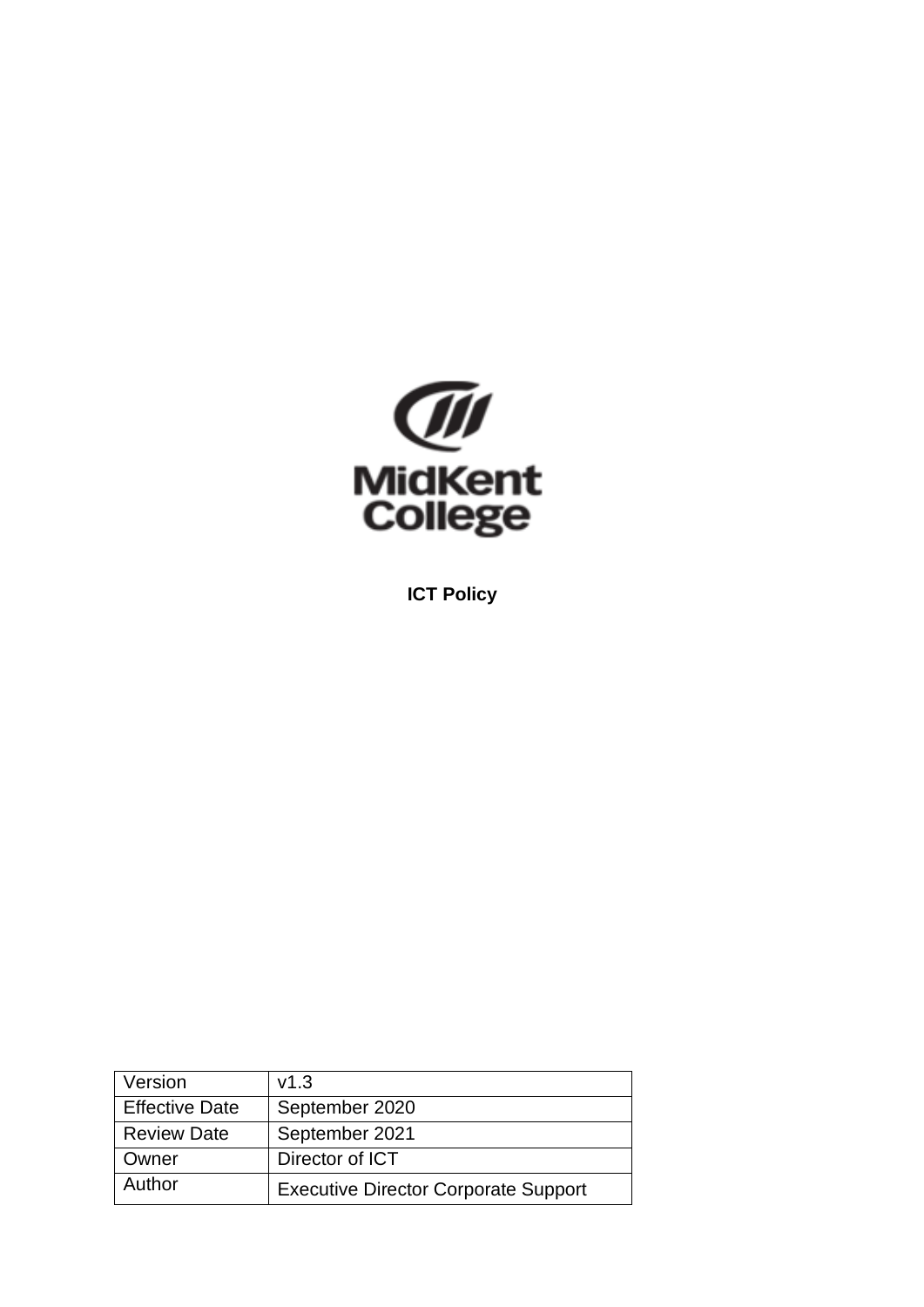MidKent College

**ICT Policy**

| Version | v1.3 |
| --- | --- |
| Effective Date | September 2020 |
| Review Date | September 2021 |
| Owner | Director of ICT |
| Author | Executive Director Corporate Support |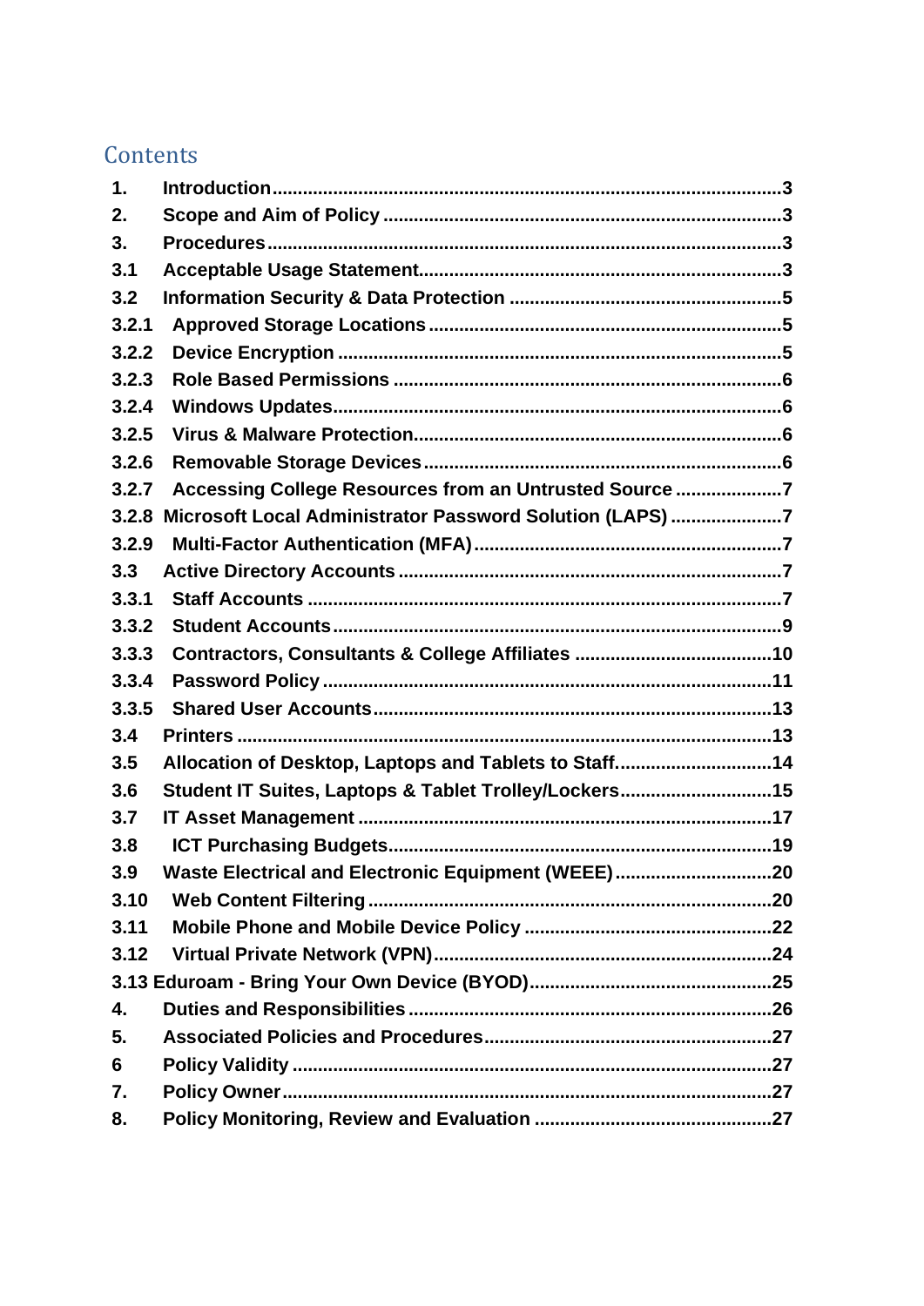## Contents

| | | |
|---|---|---|
| 1. | Introduction | 3 |
| 2. | Scope and Aim of Policy | 3 |
| 3. | Procedures | 3 |
| 3.1 | Acceptable Usage Statement | 3 |
| 3.2 | Information Security & Data Protection | 5 |
| 3.2.1 | Approved Storage Locations | 5 |
| 3.2.2 | Device Encryption | 5 |
| 3.2.3 | Role Based Permissions | 6 |
| 3.2.4 | Windows Updates | 6 |
| 3.2.5 | Virus & Malware Protection | 6 |
| 3.2.6 | Removable Storage Devices | 6 |
| 3.2.7 | Accessing College Resources from an Untrusted Source | 7 |
| 3.2.8 | Microsoft Local Administrator Password Solution (LAPS) | 7 |
| 3.2.9 | Multi-Factor Authentication (MFA) | 7 |
| 3.3 | Active Directory Accounts | 7 |
| 3.3.1 | Staff Accounts | 7 |
| 3.3.2 | Student Accounts | 9 |
| 3.3.3 | Contractors, Consultants & College Affiliates | 10 |
| 3.3.4 | Password Policy | 11 |
| 3.3.5 | Shared User Accounts | 13 |
| 3.4 | Printers | 13 |
| 3.5 | Allocation of Desktop, Laptops and Tablets to Staff. | 14 |
| 3.6 | Student IT Suites, Laptops & Tablet Trolley/Lockers | 15 |
| 3.7 | IT Asset Management | 17 |
| 3.8 | ICT Purchasing Budgets | 19 |
| 3.9 | Waste Electrical and Electronic Equipment (WEEE) | 20 |
| 3.10 | Web Content Filtering | 20 |
| 3.11 | Mobile Phone and Mobile Device Policy | 22 |
| 3.12 | Virtual Private Network (VPN) | 24 |
| 3.13 | Eduroam - Bring Your Own Device (BYOD) | 25 |
| 4. | Duties and Responsibilities | 26 |
| 5. | Associated Policies and Procedures | 27 |
| 6 | Policy Validity | 27 |
| 7. | Policy Owner | 27 |
| 8. | Policy Monitoring, Review and Evaluation | 27 |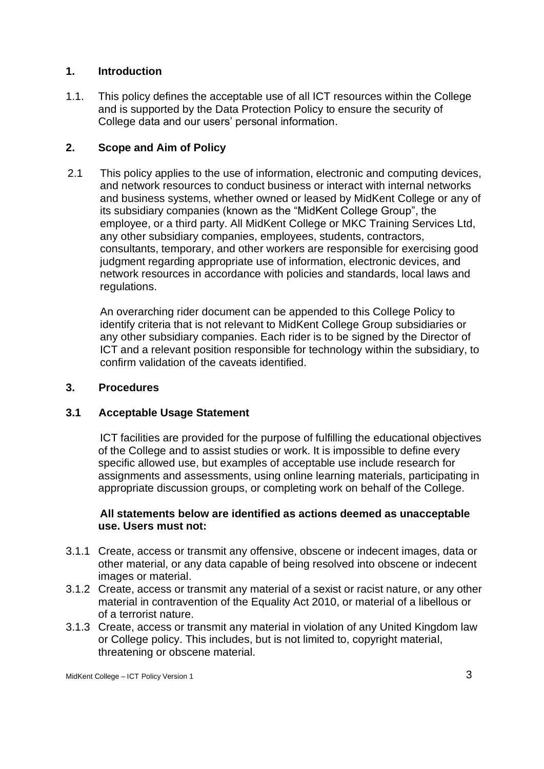## 1. Introduction

1.1. This policy defines the acceptable use of all ICT resources within the College and is supported by the Data Protection Policy to ensure the security of College data and our users' personal information.

## 2. Scope and Aim of Policy

2.1 This policy applies to the use of information, electronic and computing devices, and network resources to conduct business or interact with internal networks and business systems, whether owned or leased by MidKent College or any of its subsidiary companies (known as the "MidKent College Group", the employee, or a third party. All MidKent College or MKC Training Services Ltd, any other subsidiary companies, employees, students, contractors, consultants, temporary, and other workers are responsible for exercising good judgment regarding appropriate use of information, electronic devices, and network resources in accordance with policies and standards, local laws and regulations.

An overarching rider document can be appended to this College Policy to identify criteria that is not relevant to MidKent College Group subsidiaries or any other subsidiary companies. Each rider is to be signed by the Director of ICT and a relevant position responsible for technology within the subsidiary, to confirm validation of the caveats identified.

## 3. Procedures

### 3.1 Acceptable Usage Statement

ICT facilities are provided for the purpose of fulfilling the educational objectives of the College and to assist studies or work. It is impossible to define every specific allowed use, but examples of acceptable use include research for assignments and assessments, using online learning materials, participating in appropriate discussion groups, or completing work on behalf of the College.

**All statements below are identified as actions deemed as unacceptable use. Users must not:**

3.1.1 Create, access or transmit any offensive, obscene or indecent images, data or other material, or any data capable of being resolved into obscene or indecent images or material.

3.1.2 Create, access or transmit any material of a sexist or racist nature, or any other material in contravention of the Equality Act 2010, or material of a libellous or of a terrorist nature.

3.1.3 Create, access or transmit any material in violation of any United Kingdom law or College policy. This includes, but is not limited to, copyright material, threatening or obscene material.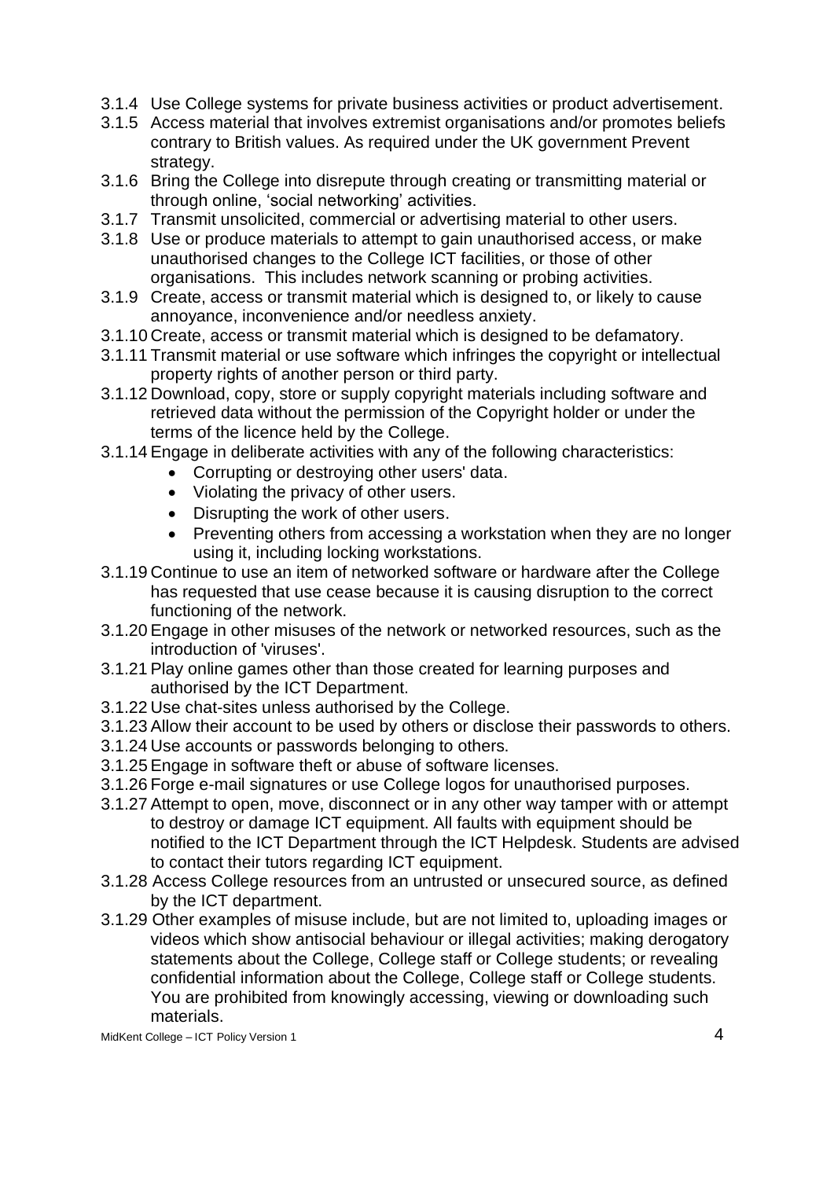3.1.4 Use College systems for private business activities or product advertisement.

3.1.5 Access material that involves extremist organisations and/or promotes beliefs contrary to British values. As required under the UK government Prevent strategy.

3.1.6 Bring the College into disrepute through creating or transmitting material or through online, 'social networking' activities.

3.1.7 Transmit unsolicited, commercial or advertising material to other users.

3.1.8 Use or produce materials to attempt to gain unauthorised access, or make unauthorised changes to the College ICT facilities, or those of other organisations. This includes network scanning or probing activities.

3.1.9 Create, access or transmit material which is designed to, or likely to cause annoyance, inconvenience and/or needless anxiety.

3.1.10 Create, access or transmit material which is designed to be defamatory.

3.1.11 Transmit material or use software which infringes the copyright or intellectual property rights of another person or third party.

3.1.12 Download, copy, store or supply copyright materials including software and retrieved data without the permission of the Copyright holder or under the terms of the licence held by the College.

3.1.14 Engage in deliberate activities with any of the following characteristics:

- Corrupting or destroying other users' data.
- Violating the privacy of other users.
- Disrupting the work of other users.
- Preventing others from accessing a workstation when they are no longer using it, including locking workstations.

3.1.19 Continue to use an item of networked software or hardware after the College has requested that use cease because it is causing disruption to the correct functioning of the network.

3.1.20 Engage in other misuses of the network or networked resources, such as the introduction of 'viruses'.

3.1.21 Play online games other than those created for learning purposes and authorised by the ICT Department.

3.1.22 Use chat-sites unless authorised by the College.

3.1.23 Allow their account to be used by others or disclose their passwords to others.

3.1.24 Use accounts or passwords belonging to others.

3.1.25 Engage in software theft or abuse of software licenses.

3.1.26 Forge e-mail signatures or use College logos for unauthorised purposes.

3.1.27 Attempt to open, move, disconnect or in any other way tamper with or attempt to destroy or damage ICT equipment. All faults with equipment should be notified to the ICT Department through the ICT Helpdesk. Students are advised to contact their tutors regarding ICT equipment.

3.1.28 Access College resources from an untrusted or unsecured source, as defined by the ICT department.

3.1.29 Other examples of misuse include, but are not limited to, uploading images or videos which show antisocial behaviour or illegal activities; making derogatory statements about the College, College staff or College students; or revealing confidential information about the College, College staff or College students. You are prohibited from knowingly accessing, viewing or downloading such materials.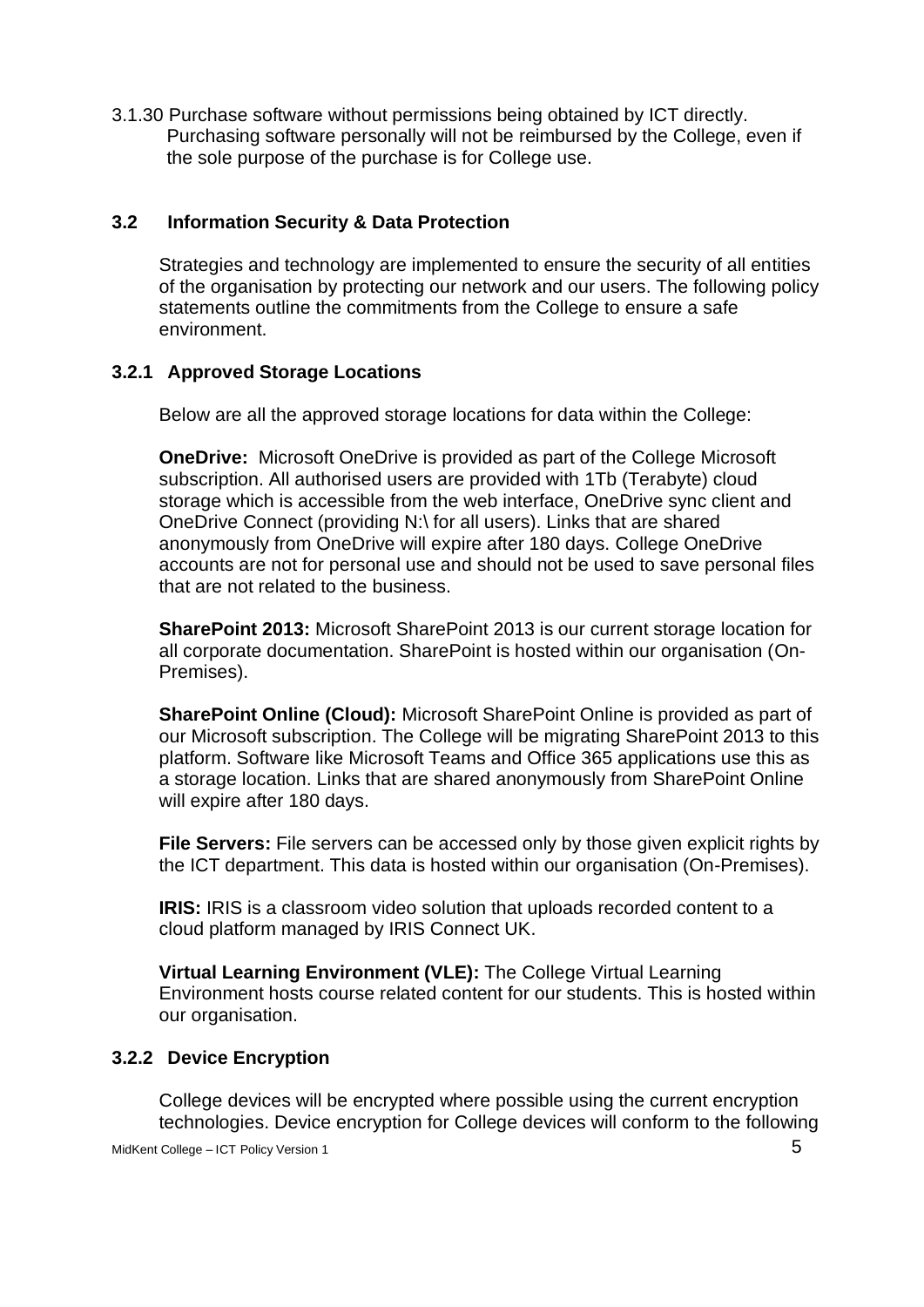3.1.30 Purchase software without permissions being obtained by ICT directly. Purchasing software personally will not be reimbursed by the College, even if the sole purpose of the purchase is for College use.

### 3.2 Information Security & Data Protection

Strategies and technology are implemented to ensure the security of all entities of the organisation by protecting our network and our users. The following policy statements outline the commitments from the College to ensure a safe environment.

#### 3.2.1 Approved Storage Locations

Below are all the approved storage locations for data within the College:

**OneDrive:** Microsoft OneDrive is provided as part of the College Microsoft subscription. All authorised users are provided with 1Tb (Terabyte) cloud storage which is accessible from the web interface, OneDrive sync client and OneDrive Connect (providing N:\ for all users). Links that are shared anonymously from OneDrive will expire after 180 days. College OneDrive accounts are not for personal use and should not be used to save personal files that are not related to the business.

**SharePoint 2013:** Microsoft SharePoint 2013 is our current storage location for all corporate documentation. SharePoint is hosted within our organisation (On-Premises).

**SharePoint Online (Cloud):** Microsoft SharePoint Online is provided as part of our Microsoft subscription. The College will be migrating SharePoint 2013 to this platform. Software like Microsoft Teams and Office 365 applications use this as a storage location. Links that are shared anonymously from SharePoint Online will expire after 180 days.

**File Servers:** File servers can be accessed only by those given explicit rights by the ICT department. This data is hosted within our organisation (On-Premises).

**IRIS:** IRIS is a classroom video solution that uploads recorded content to a cloud platform managed by IRIS Connect UK.

**Virtual Learning Environment (VLE):** The College Virtual Learning Environment hosts course related content for our students. This is hosted within our organisation.

#### 3.2.2 Device Encryption

College devices will be encrypted where possible using the current encryption technologies. Device encryption for College devices will conform to the following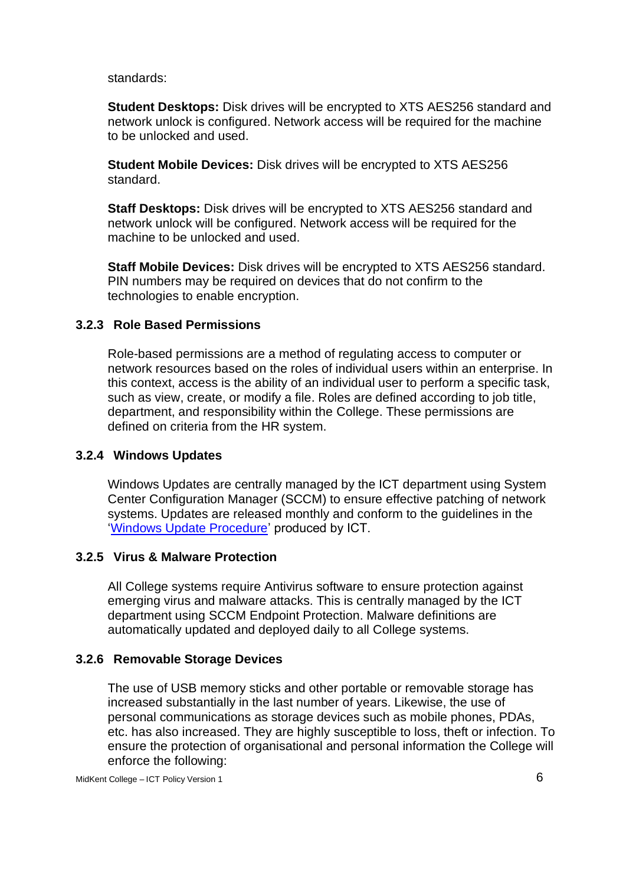standards:

**Student Desktops:** Disk drives will be encrypted to XTS AES256 standard and network unlock is configured. Network access will be required for the machine to be unlocked and used.

**Student Mobile Devices:** Disk drives will be encrypted to XTS AES256 standard.

**Staff Desktops:** Disk drives will be encrypted to XTS AES256 standard and network unlock will be configured. Network access will be required for the machine to be unlocked and used.

**Staff Mobile Devices:** Disk drives will be encrypted to XTS AES256 standard. PIN numbers may be required on devices that do not confirm to the technologies to enable encryption.

#### 3.2.3 Role Based Permissions

Role-based permissions are a method of regulating access to computer or network resources based on the roles of individual users within an enterprise. In this context, access is the ability of an individual user to perform a specific task, such as view, create, or modify a file. Roles are defined according to job title, department, and responsibility within the College. These permissions are defined on criteria from the HR system.

#### 3.2.4 Windows Updates

Windows Updates are centrally managed by the ICT department using System Center Configuration Manager (SCCM) to ensure effective patching of network systems. Updates are released monthly and conform to the guidelines in the 'Windows Update Procedure' produced by ICT.

#### 3.2.5 Virus & Malware Protection

All College systems require Antivirus software to ensure protection against emerging virus and malware attacks. This is centrally managed by the ICT department using SCCM Endpoint Protection. Malware definitions are automatically updated and deployed daily to all College systems.

#### 3.2.6 Removable Storage Devices

The use of USB memory sticks and other portable or removable storage has increased substantially in the last number of years. Likewise, the use of personal communications as storage devices such as mobile phones, PDAs, etc. has also increased. They are highly susceptible to loss, theft or infection. To ensure the protection of organisational and personal information the College will enforce the following: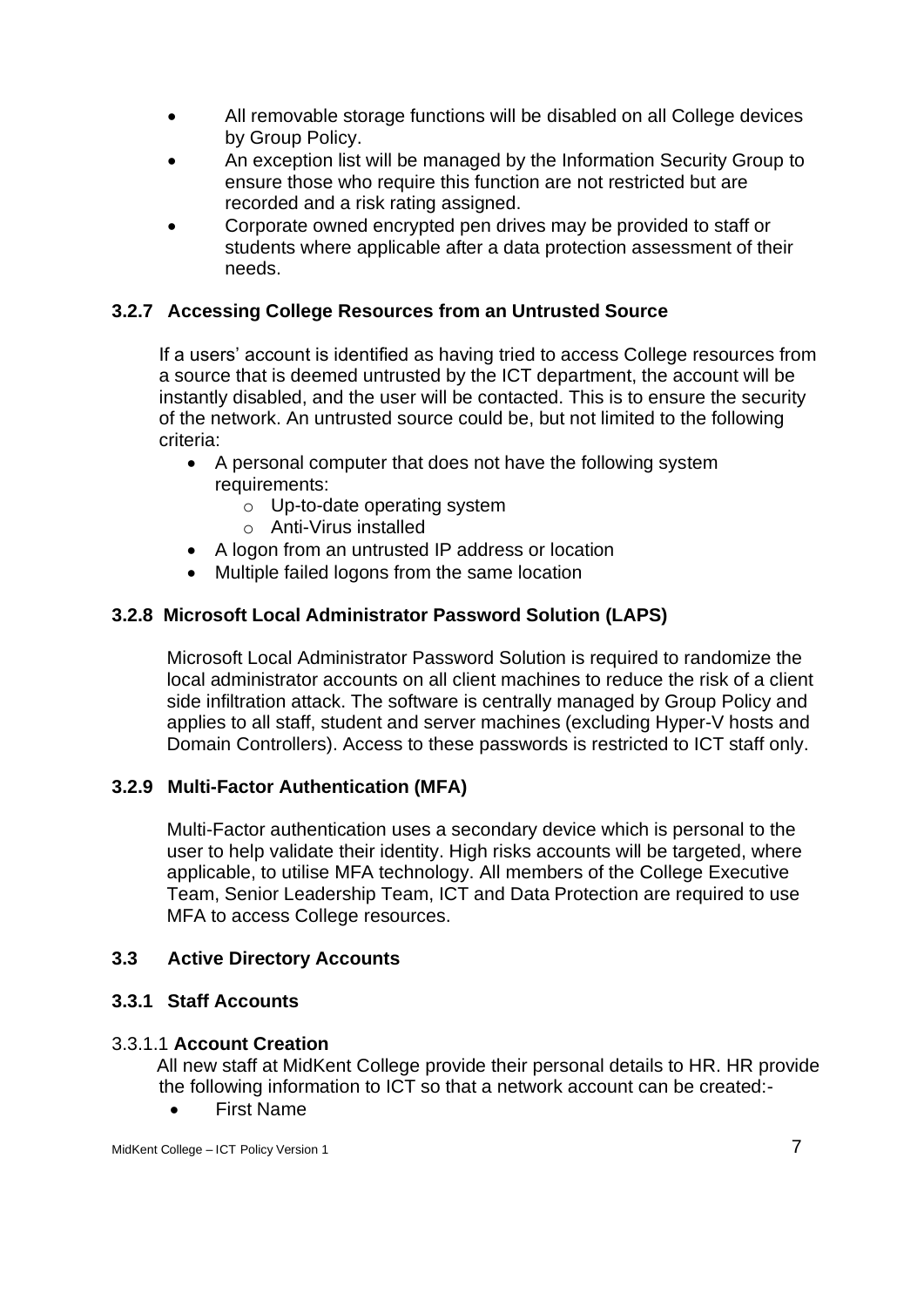- All removable storage functions will be disabled on all College devices by Group Policy.
- An exception list will be managed by the Information Security Group to ensure those who require this function are not restricted but are recorded and a risk rating assigned.
- Corporate owned encrypted pen drives may be provided to staff or students where applicable after a data protection assessment of their needs.

### 3.2.7 Accessing College Resources from an Untrusted Source

If a users' account is identified as having tried to access College resources from a source that is deemed untrusted by the ICT department, the account will be instantly disabled, and the user will be contacted. This is to ensure the security of the network. An untrusted source could be, but not limited to the following criteria:

- A personal computer that does not have the following system requirements:
  - Up-to-date operating system
  - Anti-Virus installed
- A logon from an untrusted IP address or location
- Multiple failed logons from the same location

### 3.2.8 Microsoft Local Administrator Password Solution (LAPS)

Microsoft Local Administrator Password Solution is required to randomize the local administrator accounts on all client machines to reduce the risk of a client side infiltration attack. The software is centrally managed by Group Policy and applies to all staff, student and server machines (excluding Hyper-V hosts and Domain Controllers). Access to these passwords is restricted to ICT staff only.

### 3.2.9 Multi-Factor Authentication (MFA)

Multi-Factor authentication uses a secondary device which is personal to the user to help validate their identity. High risks accounts will be targeted, where applicable, to utilise MFA technology. All members of the College Executive Team, Senior Leadership Team, ICT and Data Protection are required to use MFA to access College resources.

## 3.3 Active Directory Accounts

### 3.3.1 Staff Accounts

3.3.1.1 **Account Creation**

All new staff at MidKent College provide their personal details to HR. HR provide the following information to ICT so that a network account can be created:-

- First Name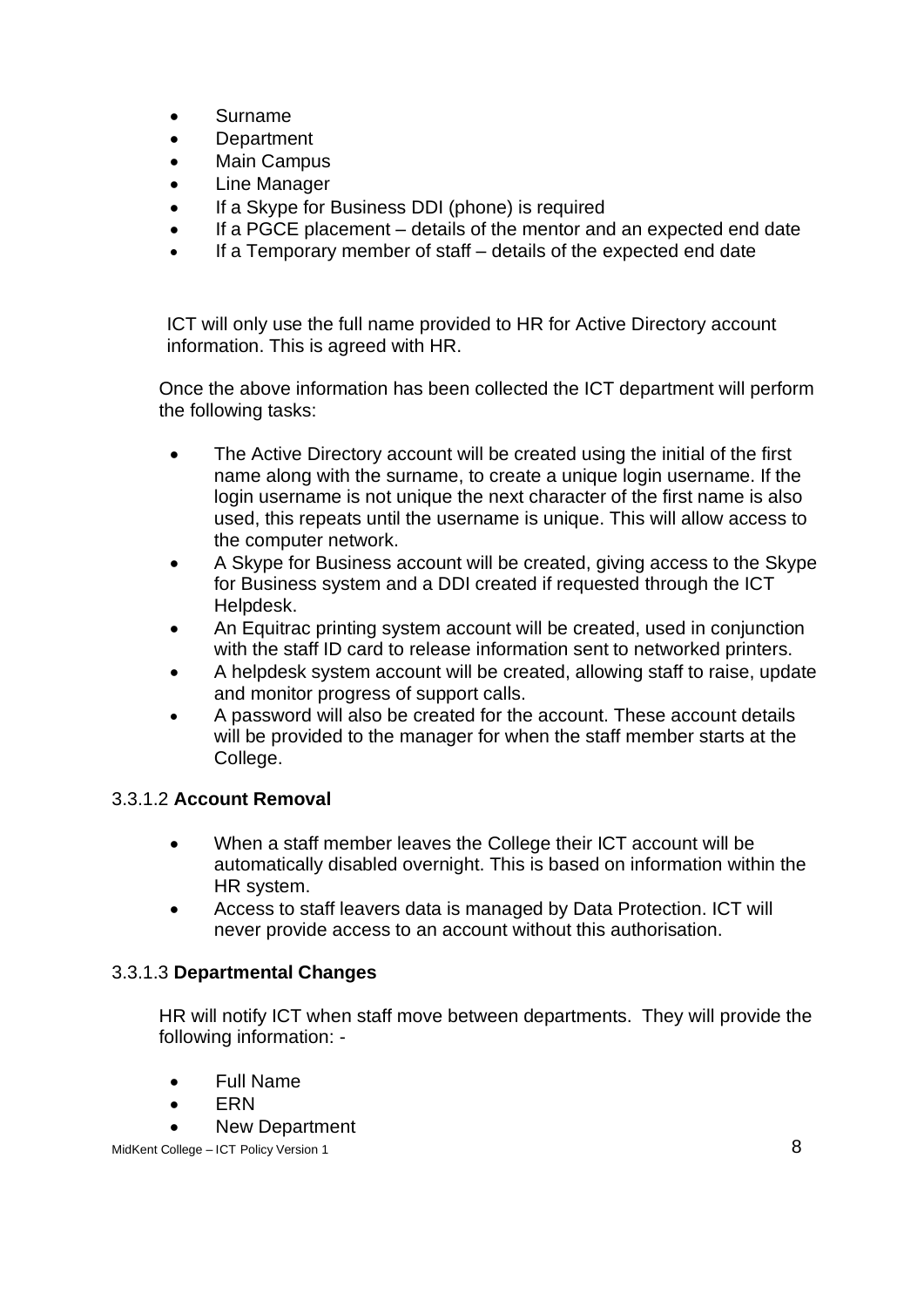- Surname
- Department
- Main Campus
- Line Manager
- If a Skype for Business DDI (phone) is required
- If a PGCE placement – details of the mentor and an expected end date
- If a Temporary member of staff – details of the expected end date

ICT will only use the full name provided to HR for Active Directory account information. This is agreed with HR.

Once the above information has been collected the ICT department will perform the following tasks:

- The Active Directory account will be created using the initial of the first name along with the surname, to create a unique login username. If the login username is not unique the next character of the first name is also used, this repeats until the username is unique. This will allow access to the computer network.
- A Skype for Business account will be created, giving access to the Skype for Business system and a DDI created if requested through the ICT Helpdesk.
- An Equitrac printing system account will be created, used in conjunction with the staff ID card to release information sent to networked printers.
- A helpdesk system account will be created, allowing staff to raise, update and monitor progress of support calls.
- A password will also be created for the account. These account details will be provided to the manager for when the staff member starts at the College.

#### 3.3.1.2 **Account Removal**

- When a staff member leaves the College their ICT account will be automatically disabled overnight. This is based on information within the HR system.
- Access to staff leavers data is managed by Data Protection. ICT will never provide access to an account without this authorisation.

#### 3.3.1.3 **Departmental Changes**

HR will notify ICT when staff move between departments. They will provide the following information: -

- Full Name
- ERN
- New Department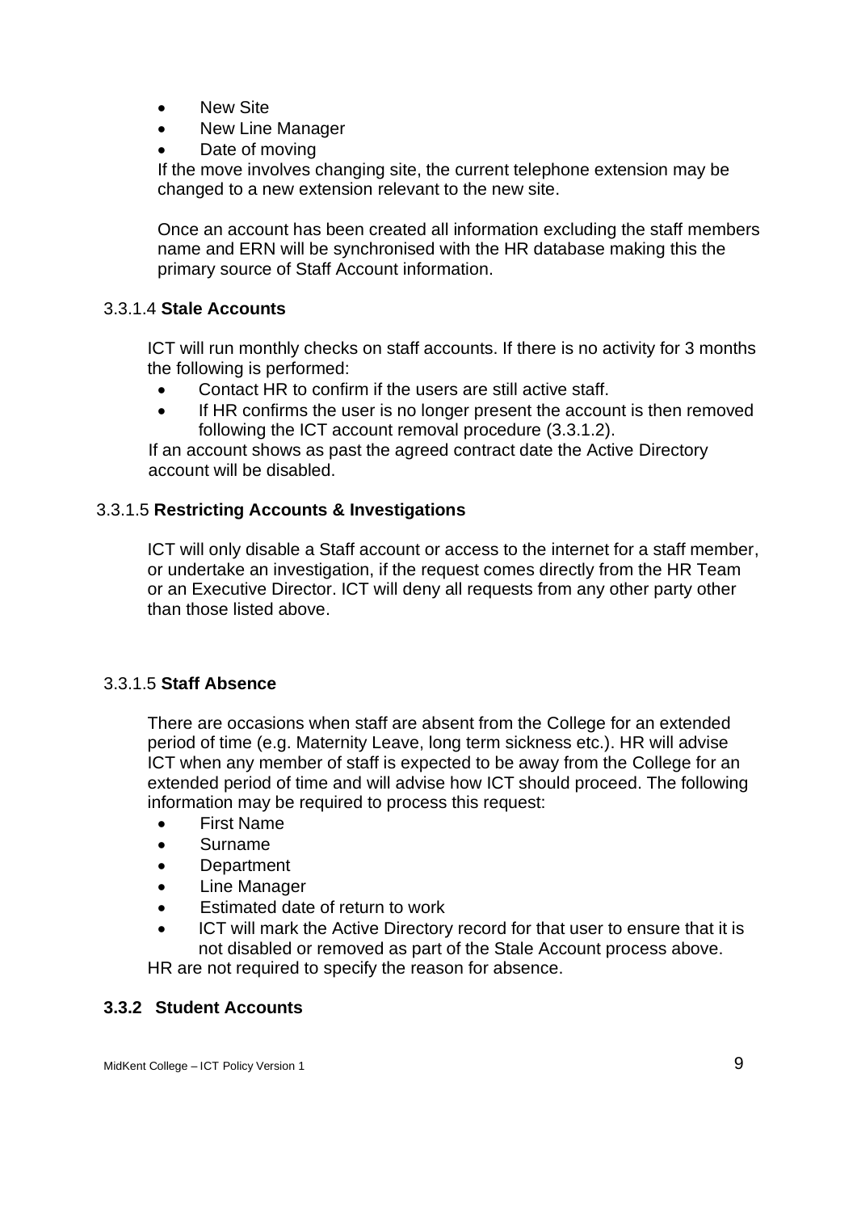- New Site
- New Line Manager
- Date of moving

If the move involves changing site, the current telephone extension may be changed to a new extension relevant to the new site.

Once an account has been created all information excluding the staff members name and ERN will be synchronised with the HR database making this the primary source of Staff Account information.

#### 3.3.1.4 **Stale Accounts**

ICT will run monthly checks on staff accounts. If there is no activity for 3 months the following is performed:

- Contact HR to confirm if the users are still active staff.
- If HR confirms the user is no longer present the account is then removed following the ICT account removal procedure (3.3.1.2).

If an account shows as past the agreed contract date the Active Directory account will be disabled.

#### 3.3.1.5 **Restricting Accounts & Investigations**

ICT will only disable a Staff account or access to the internet for a staff member, or undertake an investigation, if the request comes directly from the HR Team or an Executive Director. ICT will deny all requests from any other party other than those listed above.

#### 3.3.1.5 **Staff Absence**

There are occasions when staff are absent from the College for an extended period of time (e.g. Maternity Leave, long term sickness etc.). HR will advise ICT when any member of staff is expected to be away from the College for an extended period of time and will advise how ICT should proceed. The following information may be required to process this request:

- First Name
- Surname
- Department
- Line Manager
- Estimated date of return to work
- ICT will mark the Active Directory record for that user to ensure that it is not disabled or removed as part of the Stale Account process above.

HR are not required to specify the reason for absence.

### **3.3.2 Student Accounts**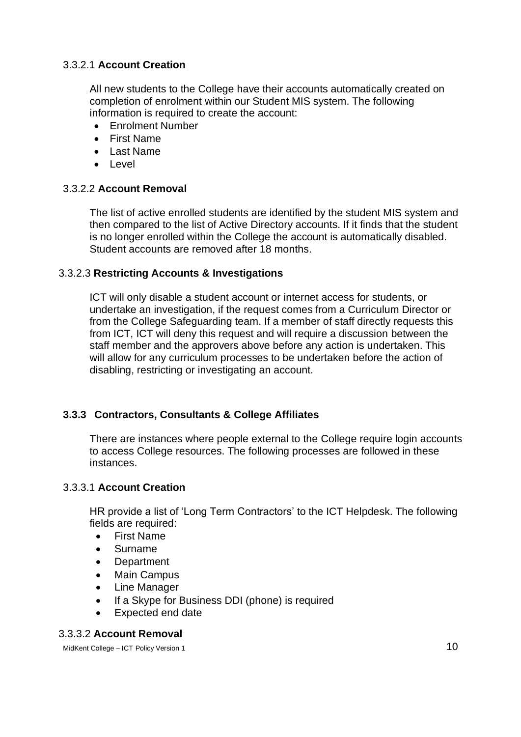#### 3.3.2.1 **Account Creation**

All new students to the College have their accounts automatically created on completion of enrolment within our Student MIS system. The following information is required to create the account:

- Enrolment Number
- First Name
- Last Name
- Level

#### 3.3.2.2 **Account Removal**

The list of active enrolled students are identified by the student MIS system and then compared to the list of Active Directory accounts. If it finds that the student is no longer enrolled within the College the account is automatically disabled. Student accounts are removed after 18 months.

#### 3.3.2.3 **Restricting Accounts & Investigations**

ICT will only disable a student account or internet access for students, or undertake an investigation, if the request comes from a Curriculum Director or from the College Safeguarding team. If a member of staff directly requests this from ICT, ICT will deny this request and will require a discussion between the staff member and the approvers above before any action is undertaken. This will allow for any curriculum processes to be undertaken before the action of disabling, restricting or investigating an account.

### **3.3.3 Contractors, Consultants & College Affiliates**

There are instances where people external to the College require login accounts to access College resources. The following processes are followed in these instances.

#### 3.3.3.1 **Account Creation**

HR provide a list of 'Long Term Contractors' to the ICT Helpdesk. The following fields are required:

- First Name
- Surname
- Department
- Main Campus
- Line Manager
- If a Skype for Business DDI (phone) is required
- Expected end date

#### 3.3.3.2 **Account Removal**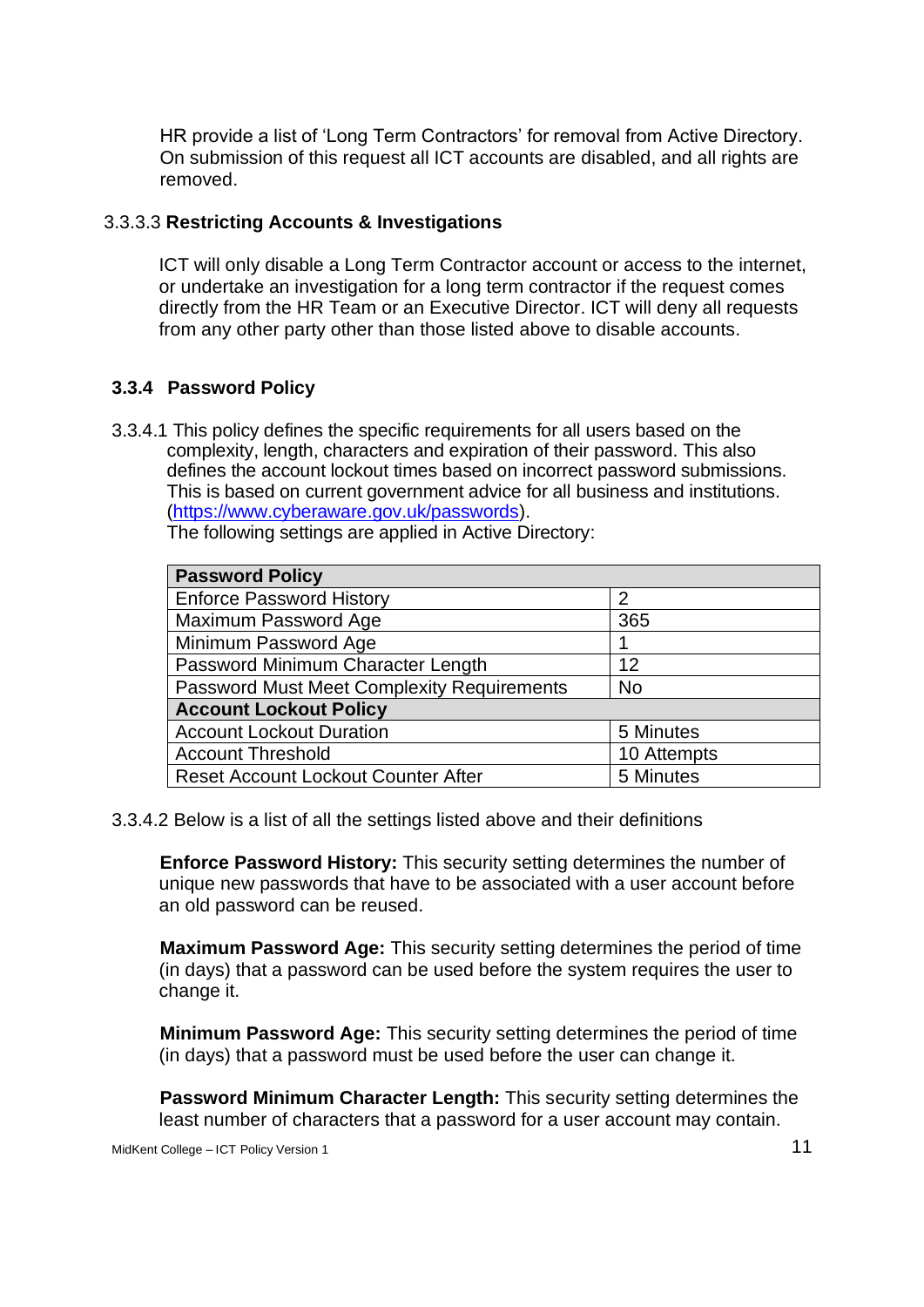HR provide a list of 'Long Term Contractors' for removal from Active Directory. On submission of this request all ICT accounts are disabled, and all rights are removed.

#### 3.3.3.3 **Restricting Accounts & Investigations**

ICT will only disable a Long Term Contractor account or access to the internet, or undertake an investigation for a long term contractor if the request comes directly from the HR Team or an Executive Director. ICT will deny all requests from any other party other than those listed above to disable accounts.

### 3.3.4 Password Policy

3.3.4.1 This policy defines the specific requirements for all users based on the complexity, length, characters and expiration of their password. This also defines the account lockout times based on incorrect password submissions. This is based on current government advice for all business and institutions. ([https://www.cyberaware.gov.uk/passwords](https://www.cyberaware.gov.uk/passwords)).
The following settings are applied in Active Directory:

| **Password Policy** | |
|---|---|
| Enforce Password History | 2 |
| Maximum Password Age | 365 |
| Minimum Password Age | 1 |
| Password Minimum Character Length | 12 |
| Password Must Meet Complexity Requirements | No |
| **Account Lockout Policy** | |
| Account Lockout Duration | 5 Minutes |
| Account Threshold | 10 Attempts |
| Reset Account Lockout Counter After | 5 Minutes |

3.3.4.2 Below is a list of all the settings listed above and their definitions

**Enforce Password History:** This security setting determines the number of unique new passwords that have to be associated with a user account before an old password can be reused.

**Maximum Password Age:** This security setting determines the period of time (in days) that a password can be used before the system requires the user to change it.

**Minimum Password Age:** This security setting determines the period of time (in days) that a password must be used before the user can change it.

**Password Minimum Character Length:** This security setting determines the least number of characters that a password for a user account may contain.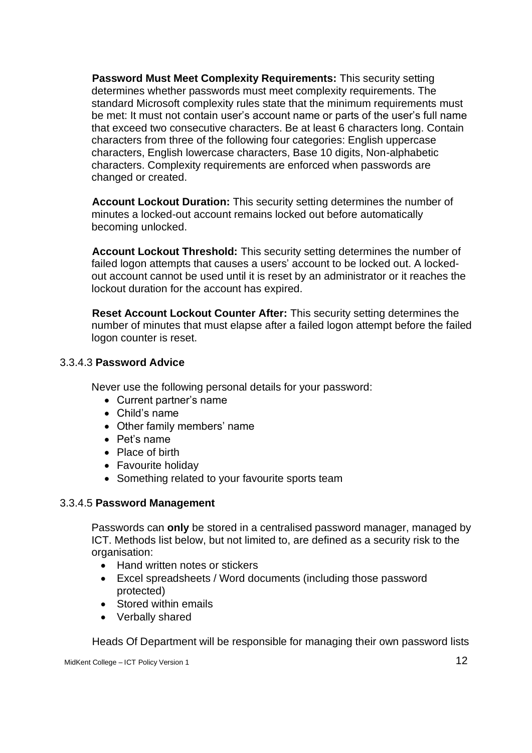**Password Must Meet Complexity Requirements:** This security setting determines whether passwords must meet complexity requirements. The standard Microsoft complexity rules state that the minimum requirements must be met: It must not contain user's account name or parts of the user's full name that exceed two consecutive characters. Be at least 6 characters long. Contain characters from three of the following four categories: English uppercase characters, English lowercase characters, Base 10 digits, Non-alphabetic characters. Complexity requirements are enforced when passwords are changed or created.

**Account Lockout Duration:** This security setting determines the number of minutes a locked-out account remains locked out before automatically becoming unlocked.

**Account Lockout Threshold:** This security setting determines the number of failed logon attempts that causes a users' account to be locked out. A locked-out account cannot be used until it is reset by an administrator or it reaches the lockout duration for the account has expired.

**Reset Account Lockout Counter After:** This security setting determines the number of minutes that must elapse after a failed logon attempt before the failed logon counter is reset.

#### 3.3.4.3 **Password Advice**

Never use the following personal details for your password:

- Current partner's name
- Child's name
- Other family members' name
- Pet's name
- Place of birth
- Favourite holiday
- Something related to your favourite sports team

#### 3.3.4.5 **Password Management**

Passwords can **only** be stored in a centralised password manager, managed by ICT. Methods list below, but not limited to, are defined as a security risk to the organisation:

- Hand written notes or stickers
- Excel spreadsheets / Word documents (including those password protected)
- Stored within emails
- Verbally shared

Heads Of Department will be responsible for managing their own password lists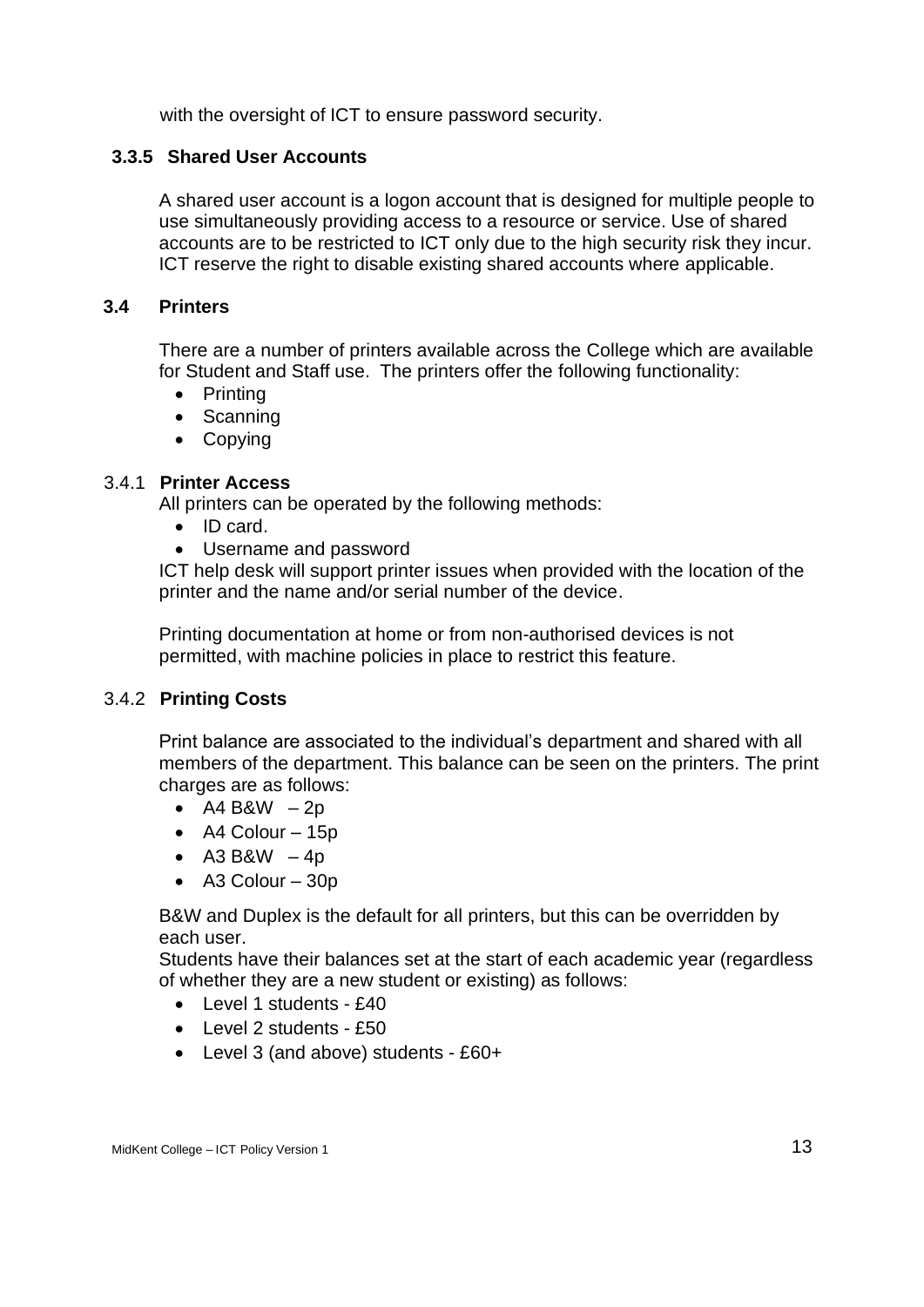with the oversight of ICT to ensure password security.

#### 3.3.5 Shared User Accounts

A shared user account is a logon account that is designed for multiple people to use simultaneously providing access to a resource or service. Use of shared accounts are to be restricted to ICT only due to the high security risk they incur. ICT reserve the right to disable existing shared accounts where applicable.

### 3.4 Printers

There are a number of printers available across the College which are available for Student and Staff use. The printers offer the following functionality:

- Printing
- Scanning
- Copying

#### 3.4.1 Printer Access

All printers can be operated by the following methods:

- ID card.
- Username and password

ICT help desk will support printer issues when provided with the location of the printer and the name and/or serial number of the device.

Printing documentation at home or from non-authorised devices is not permitted, with machine policies in place to restrict this feature.

#### 3.4.2 Printing Costs

Print balance are associated to the individual's department and shared with all members of the department. This balance can be seen on the printers. The print charges are as follows:

- A4 B&W – 2p
- A4 Colour – 15p
- A3 B&W – 4p
- A3 Colour – 30p

B&W and Duplex is the default for all printers, but this can be overridden by each user.

Students have their balances set at the start of each academic year (regardless of whether they are a new student or existing) as follows:

- Level 1 students - £40
- Level 2 students - £50
- Level 3 (and above) students - £60+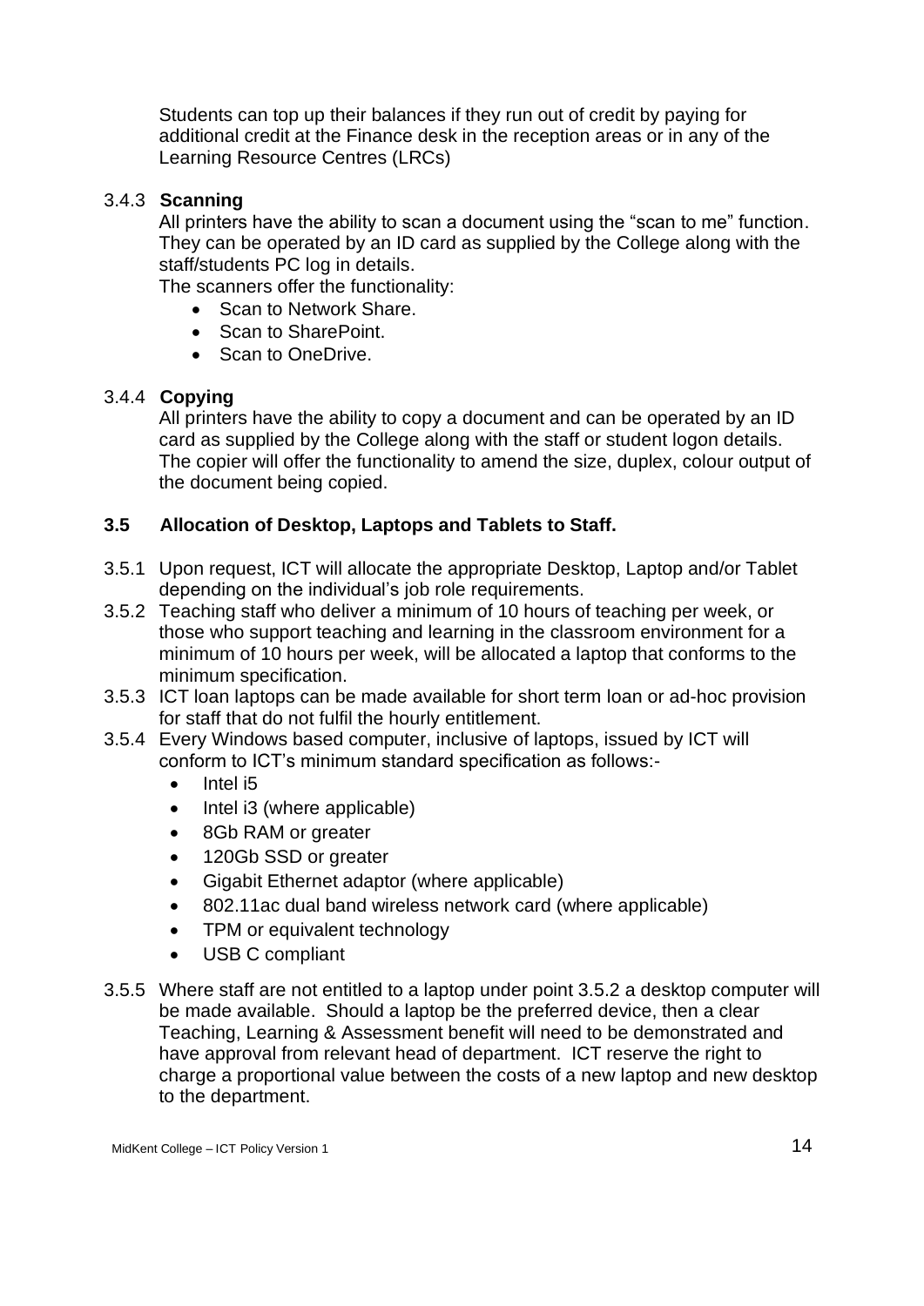Students can top up their balances if they run out of credit by paying for additional credit at the Finance desk in the reception areas or in any of the Learning Resource Centres (LRCs)

3.4.3 **Scanning**

All printers have the ability to scan a document using the "scan to me" function. They can be operated by an ID card as supplied by the College along with the staff/students PC log in details.

The scanners offer the functionality:

- Scan to Network Share.
- Scan to SharePoint.
- Scan to OneDrive.

3.4.4 **Copying**

All printers have the ability to copy a document and can be operated by an ID card as supplied by the College along with the staff or student logon details. The copier will offer the functionality to amend the size, duplex, colour output of the document being copied.

### 3.5 Allocation of Desktop, Laptops and Tablets to Staff.

3.5.1 Upon request, ICT will allocate the appropriate Desktop, Laptop and/or Tablet depending on the individual's job role requirements.

3.5.2 Teaching staff who deliver a minimum of 10 hours of teaching per week, or those who support teaching and learning in the classroom environment for a minimum of 10 hours per week, will be allocated a laptop that conforms to the minimum specification.

3.5.3 ICT loan laptops can be made available for short term loan or ad-hoc provision for staff that do not fulfil the hourly entitlement.

3.5.4 Every Windows based computer, inclusive of laptops, issued by ICT will conform to ICT's minimum standard specification as follows:-

- Intel i5
- Intel i3 (where applicable)
- 8Gb RAM or greater
- 120Gb SSD or greater
- Gigabit Ethernet adaptor (where applicable)
- 802.11ac dual band wireless network card (where applicable)
- TPM or equivalent technology
- USB C compliant

3.5.5 Where staff are not entitled to a laptop under point 3.5.2 a desktop computer will be made available. Should a laptop be the preferred device, then a clear Teaching, Learning & Assessment benefit will need to be demonstrated and have approval from relevant head of department. ICT reserve the right to charge a proportional value between the costs of a new laptop and new desktop to the department.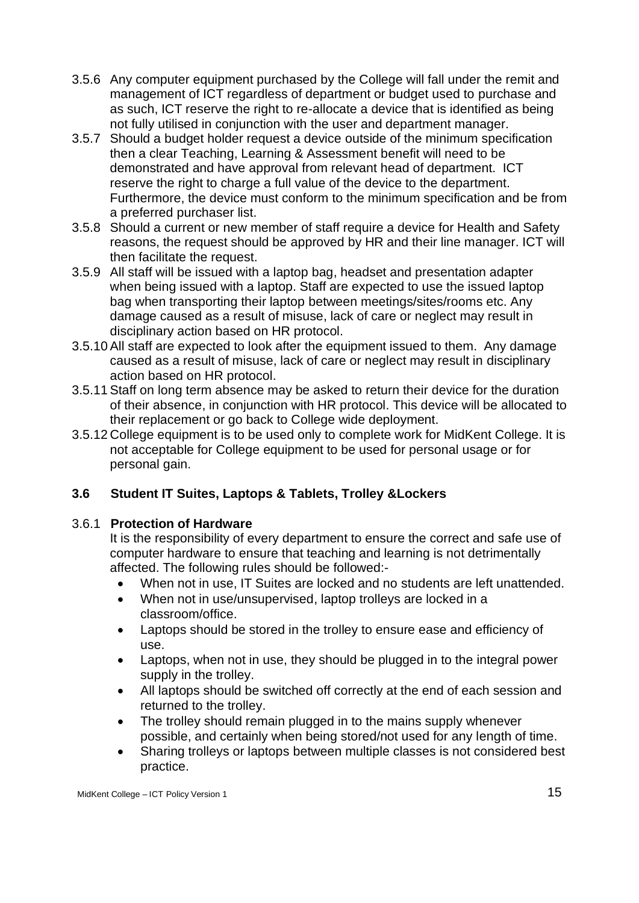3.5.6 Any computer equipment purchased by the College will fall under the remit and management of ICT regardless of department or budget used to purchase and as such, ICT reserve the right to re-allocate a device that is identified as being not fully utilised in conjunction with the user and department manager.

3.5.7 Should a budget holder request a device outside of the minimum specification then a clear Teaching, Learning & Assessment benefit will need to be demonstrated and have approval from relevant head of department. ICT reserve the right to charge a full value of the device to the department. Furthermore, the device must conform to the minimum specification and be from a preferred purchaser list.

3.5.8 Should a current or new member of staff require a device for Health and Safety reasons, the request should be approved by HR and their line manager. ICT will then facilitate the request.

3.5.9 All staff will be issued with a laptop bag, headset and presentation adapter when being issued with a laptop. Staff are expected to use the issued laptop bag when transporting their laptop between meetings/sites/rooms etc. Any damage caused as a result of misuse, lack of care or neglect may result in disciplinary action based on HR protocol.

3.5.10 All staff are expected to look after the equipment issued to them. Any damage caused as a result of misuse, lack of care or neglect may result in disciplinary action based on HR protocol.

3.5.11 Staff on long term absence may be asked to return their device for the duration of their absence, in conjunction with HR protocol. This device will be allocated to their replacement or go back to College wide deployment.

3.5.12 College equipment is to be used only to complete work for MidKent College. It is not acceptable for College equipment to be used for personal usage or for personal gain.

### 3.6 Student IT Suites, Laptops & Tablets, Trolley &Lockers

3.6.1 **Protection of Hardware**

It is the responsibility of every department to ensure the correct and safe use of computer hardware to ensure that teaching and learning is not detrimentally affected. The following rules should be followed:-

- When not in use, IT Suites are locked and no students are left unattended.
- When not in use/unsupervised, laptop trolleys are locked in a classroom/office.
- Laptops should be stored in the trolley to ensure ease and efficiency of use.
- Laptops, when not in use, they should be plugged in to the integral power supply in the trolley.
- All laptops should be switched off correctly at the end of each session and returned to the trolley.
- The trolley should remain plugged in to the mains supply whenever possible, and certainly when being stored/not used for any length of time.
- Sharing trolleys or laptops between multiple classes is not considered best practice.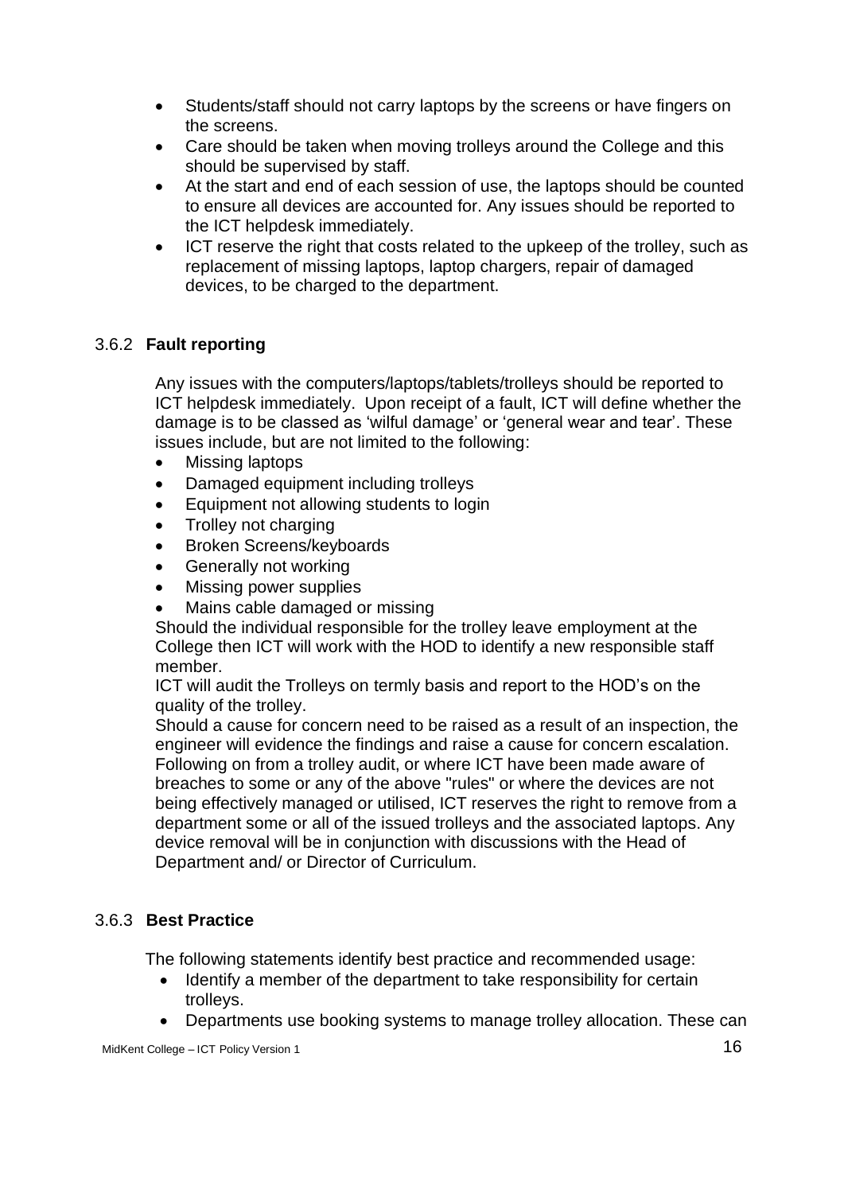- Students/staff should not carry laptops by the screens or have fingers on the screens.
- Care should be taken when moving trolleys around the College and this should be supervised by staff.
- At the start and end of each session of use, the laptops should be counted to ensure all devices are accounted for. Any issues should be reported to the ICT helpdesk immediately.
- ICT reserve the right that costs related to the upkeep of the trolley, such as replacement of missing laptops, laptop chargers, repair of damaged devices, to be charged to the department.

### 3.6.2 **Fault reporting**

Any issues with the computers/laptops/tablets/trolleys should be reported to ICT helpdesk immediately. Upon receipt of a fault, ICT will define whether the damage is to be classed as 'wilful damage' or 'general wear and tear'. These issues include, but are not limited to the following:

- Missing laptops
- Damaged equipment including trolleys
- Equipment not allowing students to login
- Trolley not charging
- Broken Screens/keyboards
- Generally not working
- Missing power supplies
- Mains cable damaged or missing

Should the individual responsible for the trolley leave employment at the College then ICT will work with the HOD to identify a new responsible staff member.

ICT will audit the Trolleys on termly basis and report to the HOD's on the quality of the trolley.

Should a cause for concern need to be raised as a result of an inspection, the engineer will evidence the findings and raise a cause for concern escalation. Following on from a trolley audit, or where ICT have been made aware of breaches to some or any of the above "rules" or where the devices are not being effectively managed or utilised, ICT reserves the right to remove from a department some or all of the issued trolleys and the associated laptops. Any device removal will be in conjunction with discussions with the Head of Department and/ or Director of Curriculum.

### 3.6.3 **Best Practice**

The following statements identify best practice and recommended usage:

- Identify a member of the department to take responsibility for certain trolleys.
- Departments use booking systems to manage trolley allocation. These can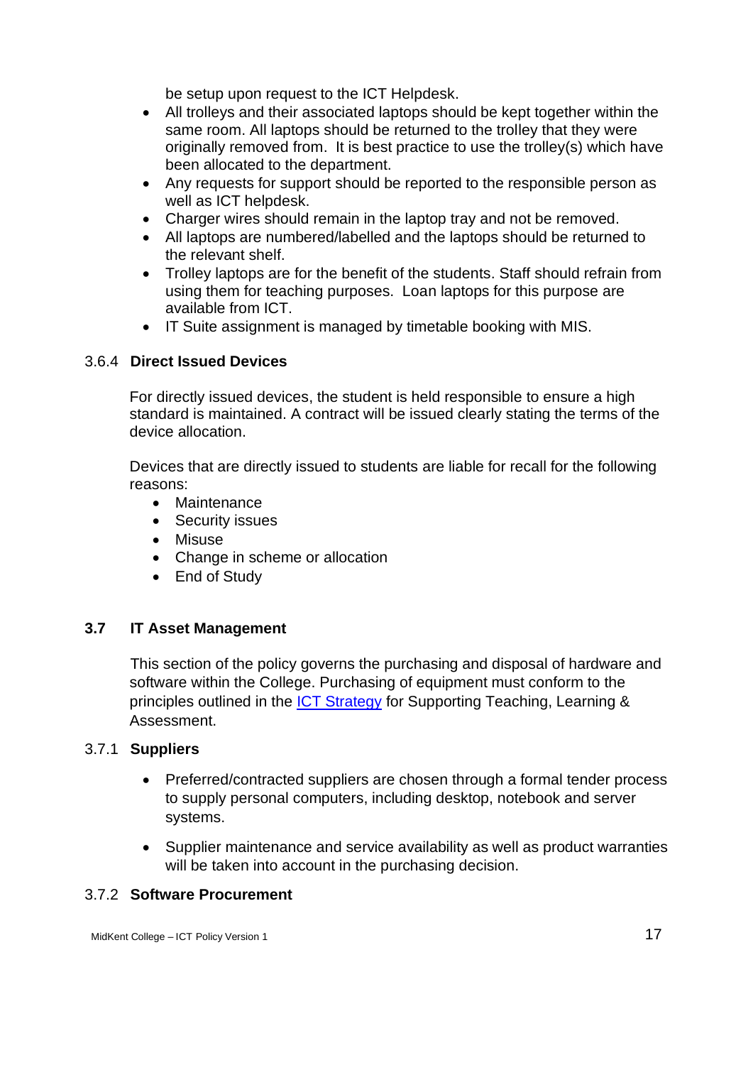be setup upon request to the ICT Helpdesk.

- All trolleys and their associated laptops should be kept together within the same room. All laptops should be returned to the trolley that they were originally removed from. It is best practice to use the trolley(s) which have been allocated to the department.
- Any requests for support should be reported to the responsible person as well as ICT helpdesk.
- Charger wires should remain in the laptop tray and not be removed.
- All laptops are numbered/labelled and the laptops should be returned to the relevant shelf.
- Trolley laptops are for the benefit of the students. Staff should refrain from using them for teaching purposes. Loan laptops for this purpose are available from ICT.
- IT Suite assignment is managed by timetable booking with MIS.

#### 3.6.4 Direct Issued Devices

For directly issued devices, the student is held responsible to ensure a high standard is maintained. A contract will be issued clearly stating the terms of the device allocation.

Devices that are directly issued to students are liable for recall for the following reasons:

- Maintenance
- Security issues
- Misuse
- Change in scheme or allocation
- End of Study

### 3.7 IT Asset Management

This section of the policy governs the purchasing and disposal of hardware and software within the College. Purchasing of equipment must conform to the principles outlined in the [ICT Strategy] for Supporting Teaching, Learning & Assessment.

#### 3.7.1 Suppliers

- Preferred/contracted suppliers are chosen through a formal tender process to supply personal computers, including desktop, notebook and server systems.
- Supplier maintenance and service availability as well as product warranties will be taken into account in the purchasing decision.

#### 3.7.2 Software Procurement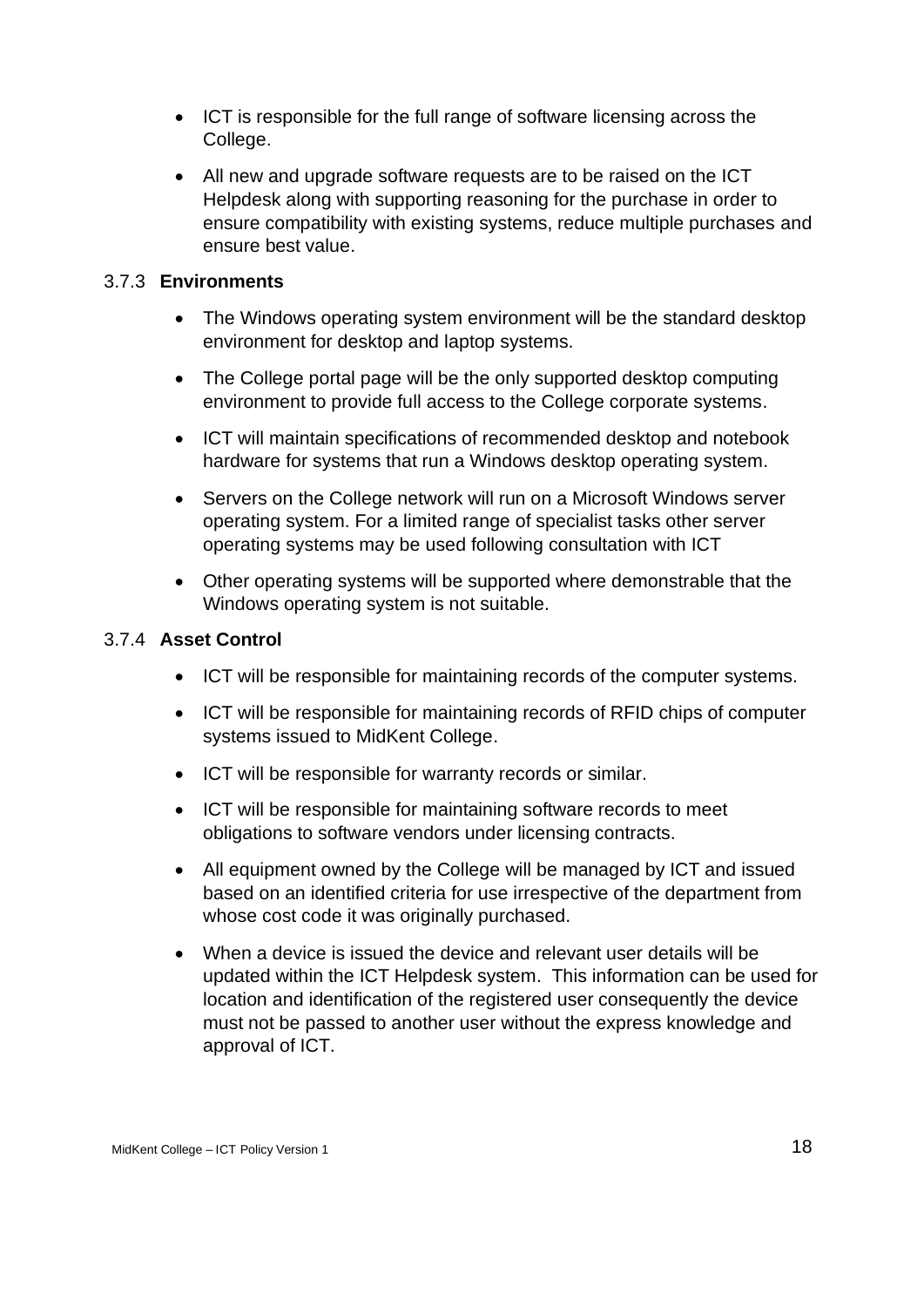- ICT is responsible for the full range of software licensing across the College.
- All new and upgrade software requests are to be raised on the ICT Helpdesk along with supporting reasoning for the purchase in order to ensure compatibility with existing systems, reduce multiple purchases and ensure best value.

#### 3.7.3 Environments

- The Windows operating system environment will be the standard desktop environment for desktop and laptop systems.
- The College portal page will be the only supported desktop computing environment to provide full access to the College corporate systems.
- ICT will maintain specifications of recommended desktop and notebook hardware for systems that run a Windows desktop operating system.
- Servers on the College network will run on a Microsoft Windows server operating system. For a limited range of specialist tasks other server operating systems may be used following consultation with ICT
- Other operating systems will be supported where demonstrable that the Windows operating system is not suitable.

#### 3.7.4 Asset Control

- ICT will be responsible for maintaining records of the computer systems.
- ICT will be responsible for maintaining records of RFID chips of computer systems issued to MidKent College.
- ICT will be responsible for warranty records or similar.
- ICT will be responsible for maintaining software records to meet obligations to software vendors under licensing contracts.
- All equipment owned by the College will be managed by ICT and issued based on an identified criteria for use irrespective of the department from whose cost code it was originally purchased.
- When a device is issued the device and relevant user details will be updated within the ICT Helpdesk system. This information can be used for location and identification of the registered user consequently the device must not be passed to another user without the express knowledge and approval of ICT.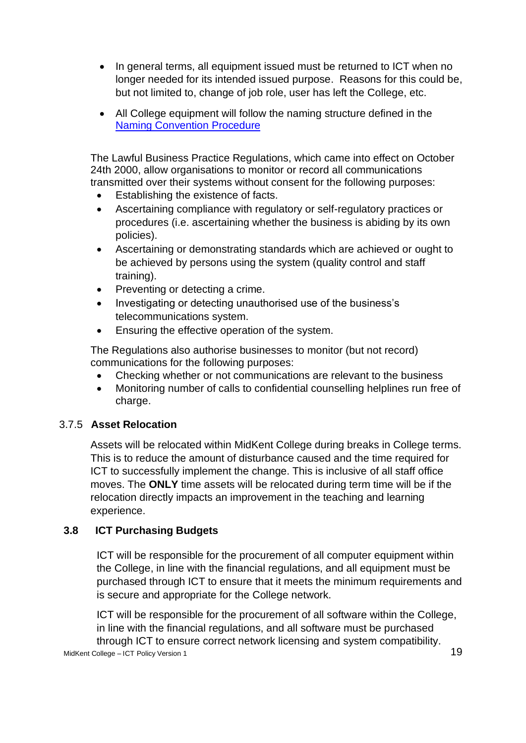- In general terms, all equipment issued must be returned to ICT when no longer needed for its intended issued purpose. Reasons for this could be, but not limited to, change of job role, user has left the College, etc.

- All College equipment will follow the naming structure defined in the [Naming Convention Procedure]()

The Lawful Business Practice Regulations, which came into effect on October 24th 2000, allow organisations to monitor or record all communications transmitted over their systems without consent for the following purposes:

- Establishing the existence of facts.
- Ascertaining compliance with regulatory or self-regulatory practices or procedures (i.e. ascertaining whether the business is abiding by its own policies).
- Ascertaining or demonstrating standards which are achieved or ought to be achieved by persons using the system (quality control and staff training).
- Preventing or detecting a crime.
- Investigating or detecting unauthorised use of the business's telecommunications system.
- Ensuring the effective operation of the system.

The Regulations also authorise businesses to monitor (but not record) communications for the following purposes:

- Checking whether or not communications are relevant to the business
- Monitoring number of calls to confidential counselling helplines run free of charge.

#### 3.7.5 Asset Relocation

Assets will be relocated within MidKent College during breaks in College terms. This is to reduce the amount of disturbance caused and the time required for ICT to successfully implement the change. This is inclusive of all staff office moves. The **ONLY** time assets will be relocated during term time will be if the relocation directly impacts an improvement in the teaching and learning experience.

### 3.8 ICT Purchasing Budgets

ICT will be responsible for the procurement of all computer equipment within the College, in line with the financial regulations, and all equipment must be purchased through ICT to ensure that it meets the minimum requirements and is secure and appropriate for the College network.

ICT will be responsible for the procurement of all software within the College, in line with the financial regulations, and all software must be purchased through ICT to ensure correct network licensing and system compatibility.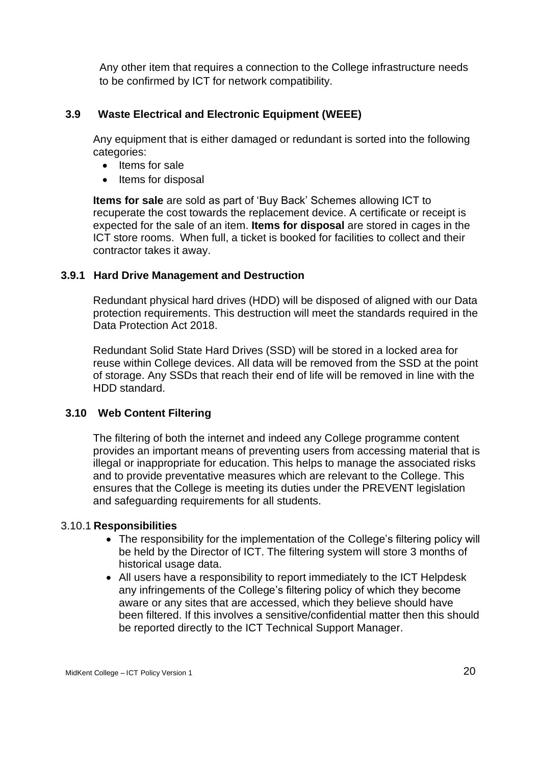Any other item that requires a connection to the College infrastructure needs to be confirmed by ICT for network compatibility.

### 3.9 Waste Electrical and Electronic Equipment (WEEE)

Any equipment that is either damaged or redundant is sorted into the following categories:

- Items for sale
- Items for disposal

**Items for sale** are sold as part of 'Buy Back' Schemes allowing ICT to recuperate the cost towards the replacement device. A certificate or receipt is expected for the sale of an item. **Items for disposal** are stored in cages in the ICT store rooms. When full, a ticket is booked for facilities to collect and their contractor takes it away.

#### 3.9.1 Hard Drive Management and Destruction

Redundant physical hard drives (HDD) will be disposed of aligned with our Data protection requirements. This destruction will meet the standards required in the Data Protection Act 2018.

Redundant Solid State Hard Drives (SSD) will be stored in a locked area for reuse within College devices. All data will be removed from the SSD at the point of storage. Any SSDs that reach their end of life will be removed in line with the HDD standard.

### 3.10 Web Content Filtering

The filtering of both the internet and indeed any College programme content provides an important means of preventing users from accessing material that is illegal or inappropriate for education. This helps to manage the associated risks and to provide preventative measures which are relevant to the College. This ensures that the College is meeting its duties under the PREVENT legislation and safeguarding requirements for all students.

#### 3.10.1 Responsibilities

- The responsibility for the implementation of the College's filtering policy will be held by the Director of ICT. The filtering system will store 3 months of historical usage data.
- All users have a responsibility to report immediately to the ICT Helpdesk any infringements of the College's filtering policy of which they become aware or any sites that are accessed, which they believe should have been filtered. If this involves a sensitive/confidential matter then this should be reported directly to the ICT Technical Support Manager.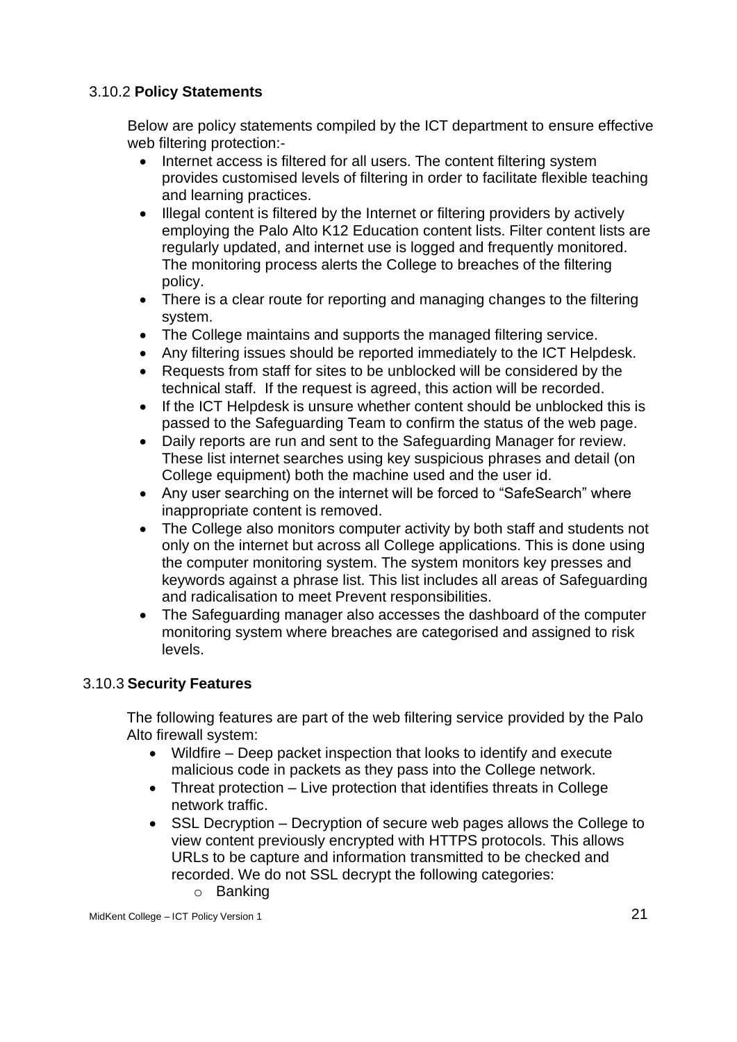### 3.10.2 **Policy Statements**

Below are policy statements compiled by the ICT department to ensure effective web filtering protection:-

- Internet access is filtered for all users. The content filtering system provides customised levels of filtering in order to facilitate flexible teaching and learning practices.
- Illegal content is filtered by the Internet or filtering providers by actively employing the Palo Alto K12 Education content lists. Filter content lists are regularly updated, and internet use is logged and frequently monitored. The monitoring process alerts the College to breaches of the filtering policy.
- There is a clear route for reporting and managing changes to the filtering system.
- The College maintains and supports the managed filtering service.
- Any filtering issues should be reported immediately to the ICT Helpdesk.
- Requests from staff for sites to be unblocked will be considered by the technical staff. If the request is agreed, this action will be recorded.
- If the ICT Helpdesk is unsure whether content should be unblocked this is passed to the Safeguarding Team to confirm the status of the web page.
- Daily reports are run and sent to the Safeguarding Manager for review. These list internet searches using key suspicious phrases and detail (on College equipment) both the machine used and the user id.
- Any user searching on the internet will be forced to "SafeSearch" where inappropriate content is removed.
- The College also monitors computer activity by both staff and students not only on the internet but across all College applications. This is done using the computer monitoring system. The system monitors key presses and keywords against a phrase list. This list includes all areas of Safeguarding and radicalisation to meet Prevent responsibilities.
- The Safeguarding manager also accesses the dashboard of the computer monitoring system where breaches are categorised and assigned to risk levels.

### 3.10.3 **Security Features**

The following features are part of the web filtering service provided by the Palo Alto firewall system:

- Wildfire – Deep packet inspection that looks to identify and execute malicious code in packets as they pass into the College network.
- Threat protection – Live protection that identifies threats in College network traffic.
- SSL Decryption – Decryption of secure web pages allows the College to view content previously encrypted with HTTPS protocols. This allows URLs to be capture and information transmitted to be checked and recorded. We do not SSL decrypt the following categories:
  - Banking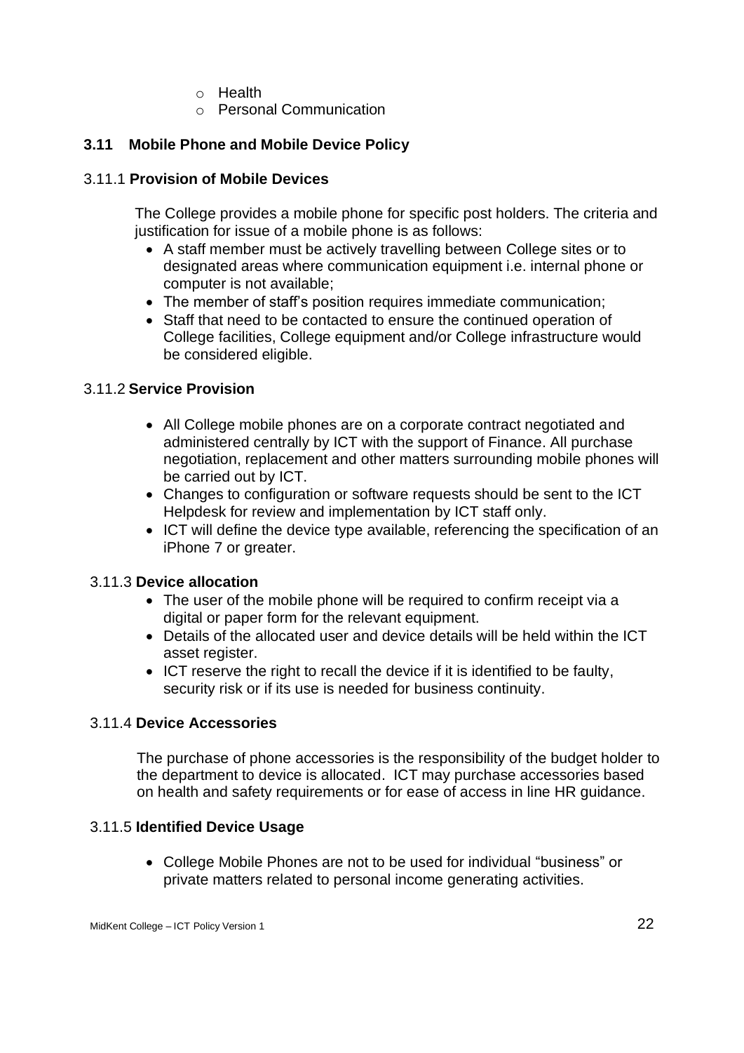- Health
  - Personal Communication

### 3.11 Mobile Phone and Mobile Device Policy

#### 3.11.1 **Provision of Mobile Devices**

The College provides a mobile phone for specific post holders. The criteria and justification for issue of a mobile phone is as follows:

- A staff member must be actively travelling between College sites or to designated areas where communication equipment i.e. internal phone or computer is not available;
- The member of staff's position requires immediate communication;
- Staff that need to be contacted to ensure the continued operation of College facilities, College equipment and/or College infrastructure would be considered eligible.

#### 3.11.2 **Service Provision**

- All College mobile phones are on a corporate contract negotiated and administered centrally by ICT with the support of Finance. All purchase negotiation, replacement and other matters surrounding mobile phones will be carried out by ICT.
- Changes to configuration or software requests should be sent to the ICT Helpdesk for review and implementation by ICT staff only.
- ICT will define the device type available, referencing the specification of an iPhone 7 or greater.

#### 3.11.3 **Device allocation**

- The user of the mobile phone will be required to confirm receipt via a digital or paper form for the relevant equipment.
- Details of the allocated user and device details will be held within the ICT asset register.
- ICT reserve the right to recall the device if it is identified to be faulty, security risk or if its use is needed for business continuity.

#### 3.11.4 **Device Accessories**

The purchase of phone accessories is the responsibility of the budget holder to the department to device is allocated. ICT may purchase accessories based on health and safety requirements or for ease of access in line HR guidance.

#### 3.11.5 **Identified Device Usage**

- College Mobile Phones are not to be used for individual "business" or private matters related to personal income generating activities.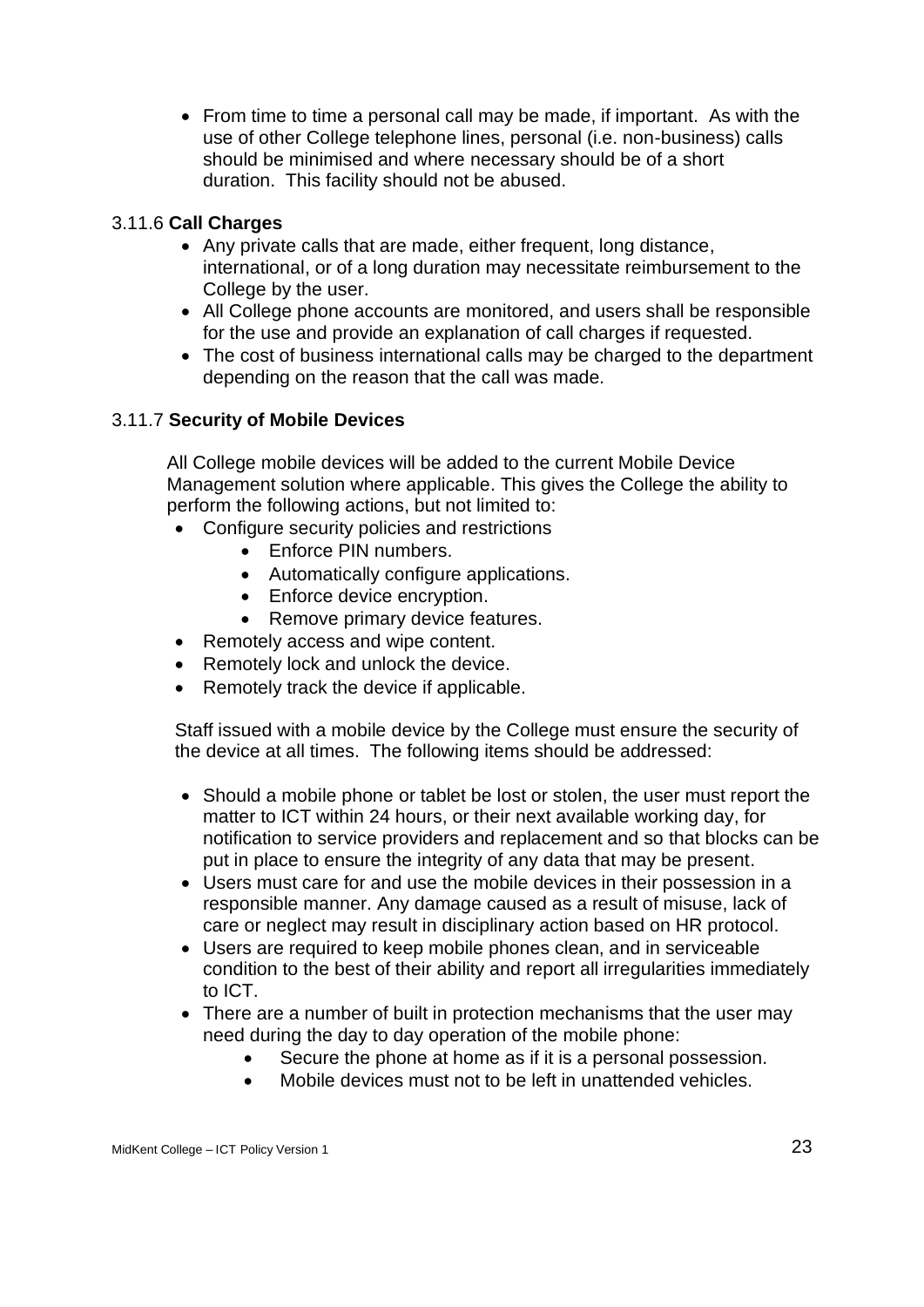- From time to time a personal call may be made, if important. As with the use of other College telephone lines, personal (i.e. non-business) calls should be minimised and where necessary should be of a short duration. This facility should not be abused.

### 3.11.6 **Call Charges**

- Any private calls that are made, either frequent, long distance, international, or of a long duration may necessitate reimbursement to the College by the user.
- All College phone accounts are monitored, and users shall be responsible for the use and provide an explanation of call charges if requested.
- The cost of business international calls may be charged to the department depending on the reason that the call was made.

### 3.11.7 **Security of Mobile Devices**

All College mobile devices will be added to the current Mobile Device Management solution where applicable. This gives the College the ability to perform the following actions, but not limited to:

- Configure security policies and restrictions
  - Enforce PIN numbers.
  - Automatically configure applications.
  - Enforce device encryption.
  - Remove primary device features.
- Remotely access and wipe content.
- Remotely lock and unlock the device.
- Remotely track the device if applicable.

Staff issued with a mobile device by the College must ensure the security of the device at all times. The following items should be addressed:

- Should a mobile phone or tablet be lost or stolen, the user must report the matter to ICT within 24 hours, or their next available working day, for notification to service providers and replacement and so that blocks can be put in place to ensure the integrity of any data that may be present.
- Users must care for and use the mobile devices in their possession in a responsible manner. Any damage caused as a result of misuse, lack of care or neglect may result in disciplinary action based on HR protocol.
- Users are required to keep mobile phones clean, and in serviceable condition to the best of their ability and report all irregularities immediately to ICT.
- There are a number of built in protection mechanisms that the user may need during the day to day operation of the mobile phone:
  - Secure the phone at home as if it is a personal possession.
  - Mobile devices must not to be left in unattended vehicles.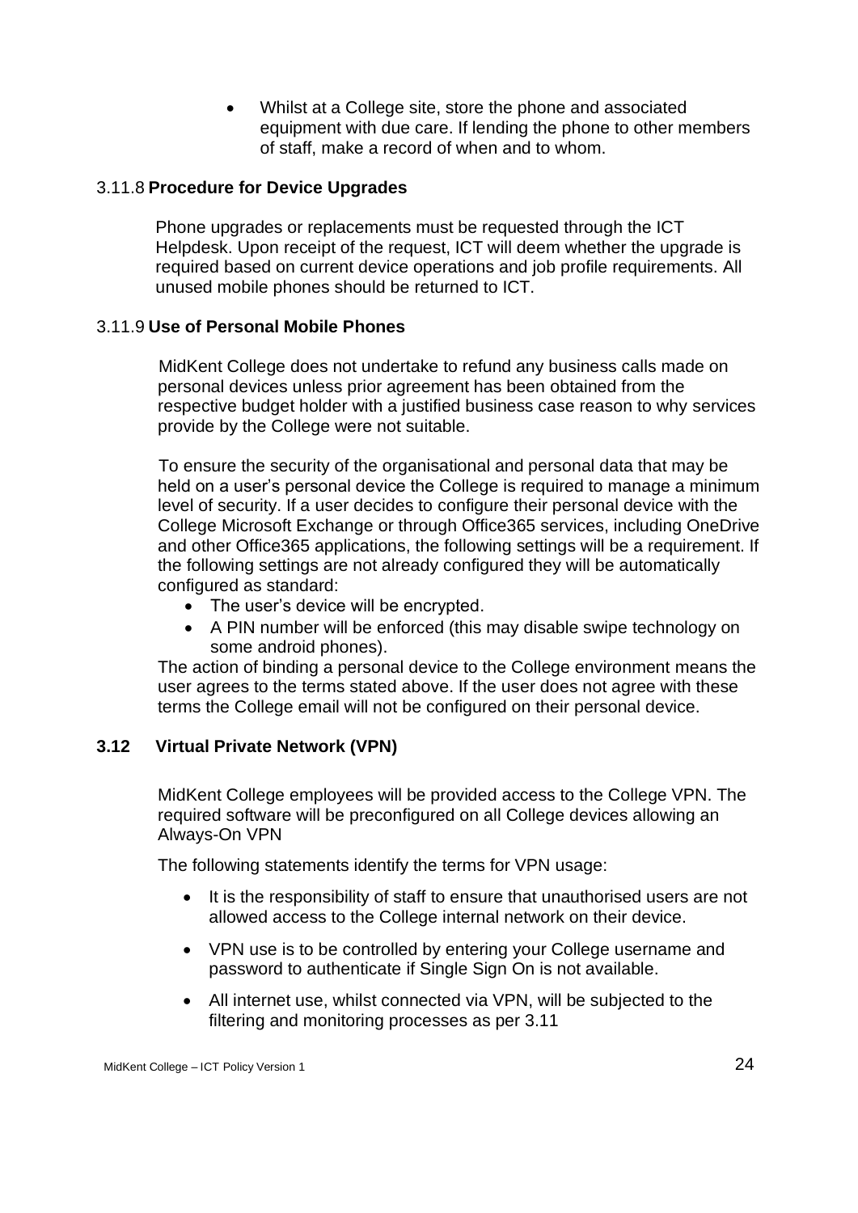- Whilst at a College site, store the phone and associated equipment with due care. If lending the phone to other members of staff, make a record of when and to whom.

#### 3.11.8 **Procedure for Device Upgrades**

Phone upgrades or replacements must be requested through the ICT Helpdesk. Upon receipt of the request, ICT will deem whether the upgrade is required based on current device operations and job profile requirements. All unused mobile phones should be returned to ICT.

#### 3.11.9 **Use of Personal Mobile Phones**

MidKent College does not undertake to refund any business calls made on personal devices unless prior agreement has been obtained from the respective budget holder with a justified business case reason to why services provide by the College were not suitable.

To ensure the security of the organisational and personal data that may be held on a user's personal device the College is required to manage a minimum level of security. If a user decides to configure their personal device with the College Microsoft Exchange or through Office365 services, including OneDrive and other Office365 applications, the following settings will be a requirement. If the following settings are not already configured they will be automatically configured as standard:

- The user's device will be encrypted.
- A PIN number will be enforced (this may disable swipe technology on some android phones).

The action of binding a personal device to the College environment means the user agrees to the terms stated above. If the user does not agree with these terms the College email will not be configured on their personal device.

### **3.12 Virtual Private Network (VPN)**

MidKent College employees will be provided access to the College VPN. The required software will be preconfigured on all College devices allowing an Always-On VPN

The following statements identify the terms for VPN usage:

- It is the responsibility of staff to ensure that unauthorised users are not allowed access to the College internal network on their device.
- VPN use is to be controlled by entering your College username and password to authenticate if Single Sign On is not available.
- All internet use, whilst connected via VPN, will be subjected to the filtering and monitoring processes as per 3.11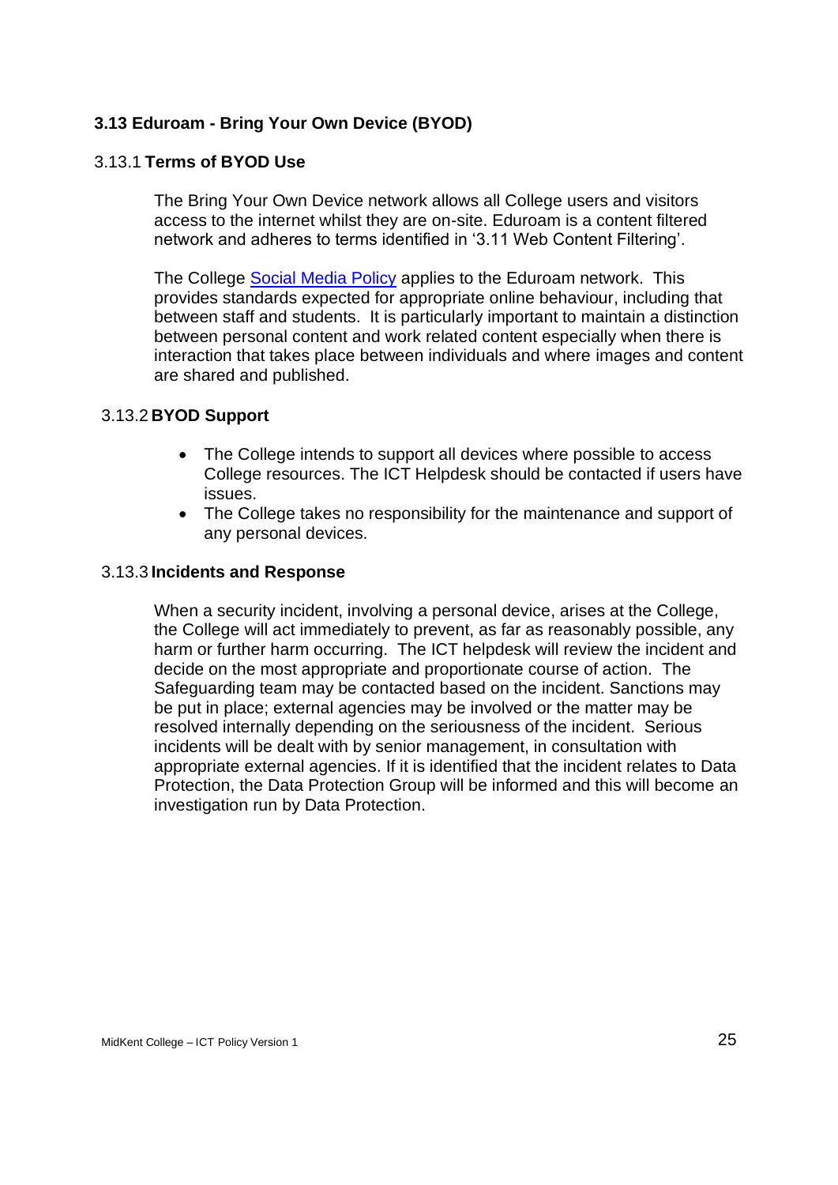### 3.13 Eduroam - Bring Your Own Device (BYOD)

#### 3.13.1 **Terms of BYOD Use**

The Bring Your Own Device network allows all College users and visitors access to the internet whilst they are on-site. Eduroam is a content filtered network and adheres to terms identified in '3.11 Web Content Filtering'.

The College Social Media Policy applies to the Eduroam network. This provides standards expected for appropriate online behaviour, including that between staff and students. It is particularly important to maintain a distinction between personal content and work related content especially when there is interaction that takes place between individuals and where images and content are shared and published.

#### 3.13.2 **BYOD Support**

- The College intends to support all devices where possible to access College resources. The ICT Helpdesk should be contacted if users have issues.
- The College takes no responsibility for the maintenance and support of any personal devices.

#### 3.13.3 **Incidents and Response**

When a security incident, involving a personal device, arises at the College, the College will act immediately to prevent, as far as reasonably possible, any harm or further harm occurring. The ICT helpdesk will review the incident and decide on the most appropriate and proportionate course of action. The Safeguarding team may be contacted based on the incident. Sanctions may be put in place; external agencies may be involved or the matter may be resolved internally depending on the seriousness of the incident. Serious incidents will be dealt with by senior management, in consultation with appropriate external agencies. If it is identified that the incident relates to Data Protection, the Data Protection Group will be informed and this will become an investigation run by Data Protection.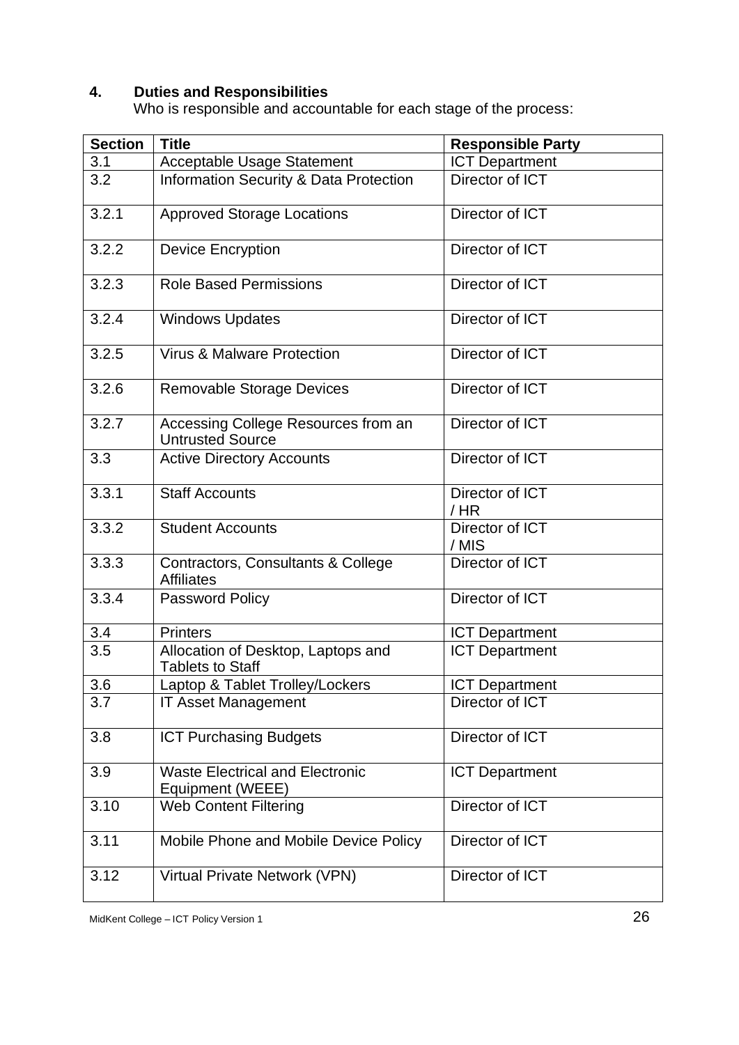## 4. Duties and Responsibilities

Who is responsible and accountable for each stage of the process:

| Section | Title | Responsible Party |
|---|---|---|
| 3.1 | Acceptable Usage Statement | ICT Department |
| 3.2 | Information Security & Data Protection | Director of ICT |
| 3.2.1 | Approved Storage Locations | Director of ICT |
| 3.2.2 | Device Encryption | Director of ICT |
| 3.2.3 | Role Based Permissions | Director of ICT |
| 3.2.4 | Windows Updates | Director of ICT |
| 3.2.5 | Virus & Malware Protection | Director of ICT |
| 3.2.6 | Removable Storage Devices | Director of ICT |
| 3.2.7 | Accessing College Resources from an Untrusted Source | Director of ICT |
| 3.3 | Active Directory Accounts | Director of ICT |
| 3.3.1 | Staff Accounts | Director of ICT / HR |
| 3.3.2 | Student Accounts | Director of ICT / MIS |
| 3.3.3 | Contractors, Consultants & College Affiliates | Director of ICT |
| 3.3.4 | Password Policy | Director of ICT |
| 3.4 | Printers | ICT Department |
| 3.5 | Allocation of Desktop, Laptops and Tablets to Staff | ICT Department |
| 3.6 | Laptop & Tablet Trolley/Lockers | ICT Department |
| 3.7 | IT Asset Management | Director of ICT |
| 3.8 | ICT Purchasing Budgets | Director of ICT |
| 3.9 | Waste Electrical and Electronic Equipment (WEEE) | ICT Department |
| 3.10 | Web Content Filtering | Director of ICT |
| 3.11 | Mobile Phone and Mobile Device Policy | Director of ICT |
| 3.12 | Virtual Private Network (VPN) | Director of ICT |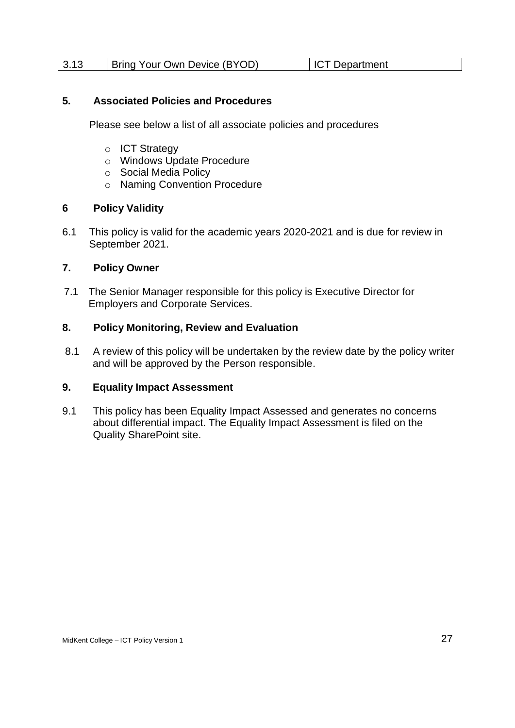| | | |
|---|---|---|
| 3.13 | Bring Your Own Device (BYOD) | ICT Department |

## 5. Associated Policies and Procedures

Please see below a list of all associate policies and procedures

- ICT Strategy
- Windows Update Procedure
- Social Media Policy
- Naming Convention Procedure

## 6 Policy Validity

6.1 This policy is valid for the academic years 2020-2021 and is due for review in September 2021.

## 7. Policy Owner

7.1 The Senior Manager responsible for this policy is Executive Director for Employers and Corporate Services.

## 8. Policy Monitoring, Review and Evaluation

8.1 A review of this policy will be undertaken by the review date by the policy writer and will be approved by the Person responsible.

## 9. Equality Impact Assessment

9.1 This policy has been Equality Impact Assessed and generates no concerns about differential impact. The Equality Impact Assessment is filed on the Quality SharePoint site.